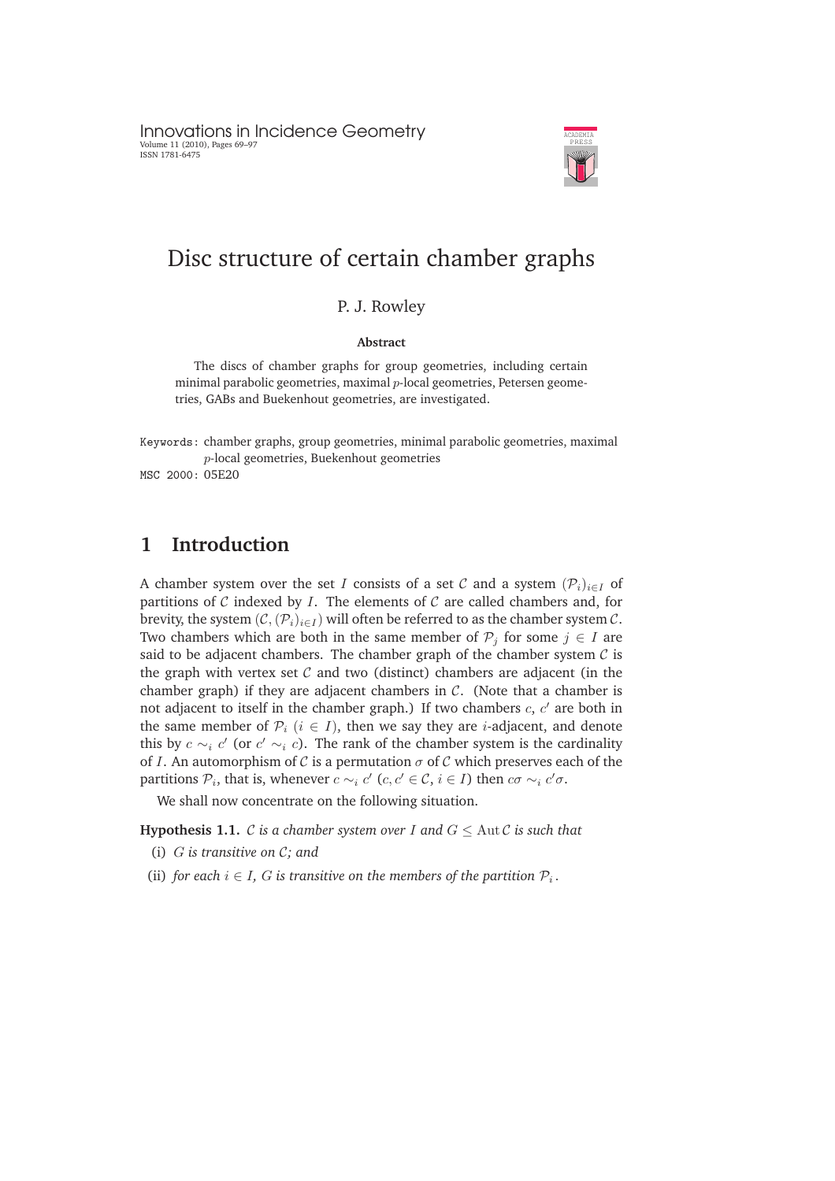# Disc structure of certain chamber graphs

P. J. Rowley

**Abstract**

The discs of chamber graphs for group geometries, including certain minimal parabolic geometries, maximal $p$-local geometries, Petersen geometries, GABs and Buekenhout geometries, are investigated.

Keywords: chamber graphs, group geometries, minimal parabolic geometries, maximal $p$-local geometries, Buekenhout geometries

MSC 2000: 05E20

## 1 Introduction

A chamber system over the set $I$ consists of a set $\mathcal{C}$ and a system $(\mathcal{P}_i)_{i\in I}$ of partitions of $\mathcal{C}$ indexed by $I$. The elements of $\mathcal{C}$ are called chambers and, for brevity, the system $(\mathcal{C}, (\mathcal{P}_i)_{i\in I})$ will often be referred to as the chamber system $\mathcal{C}$. Two chambers which are both in the same member of $\mathcal{P}_j$ for some $j \in I$ are said to be adjacent chambers. The chamber graph of the chamber system $\mathcal{C}$ is the graph with vertex set $\mathcal{C}$ and two (distinct) chambers are adjacent (in the chamber graph) if they are adjacent chambers in $\mathcal{C}$. (Note that a chamber is not adjacent to itself in the chamber graph.) If two chambers $c$, $c'$ are both in the same member of $\mathcal{P}_i$ ($i \in I$), then we say they are $i$-adjacent, and denote this by $c \sim_i c'$ (or $c' \sim_i c$). The rank of the chamber system is the cardinality of $I$. An automorphism of $\mathcal{C}$ is a permutation $\sigma$ of $\mathcal{C}$ which preserves each of the partitions $\mathcal{P}_i$, that is, whenever $c \sim_i c'$ ($c, c' \in \mathcal{C}$, $i \in I$) then $c\sigma \sim_i c'\sigma$.

We shall now concentrate on the following situation.

**Hypothesis 1.1.** *$\mathcal{C}$ is a chamber system over $I$ and $G \leq \operatorname{Aut}\mathcal{C}$ is such that*

(i) *$G$ is transitive on $\mathcal{C}$; and*

(ii) *for each $i \in I$, $G$ is transitive on the members of the partition $\mathcal{P}_i$.*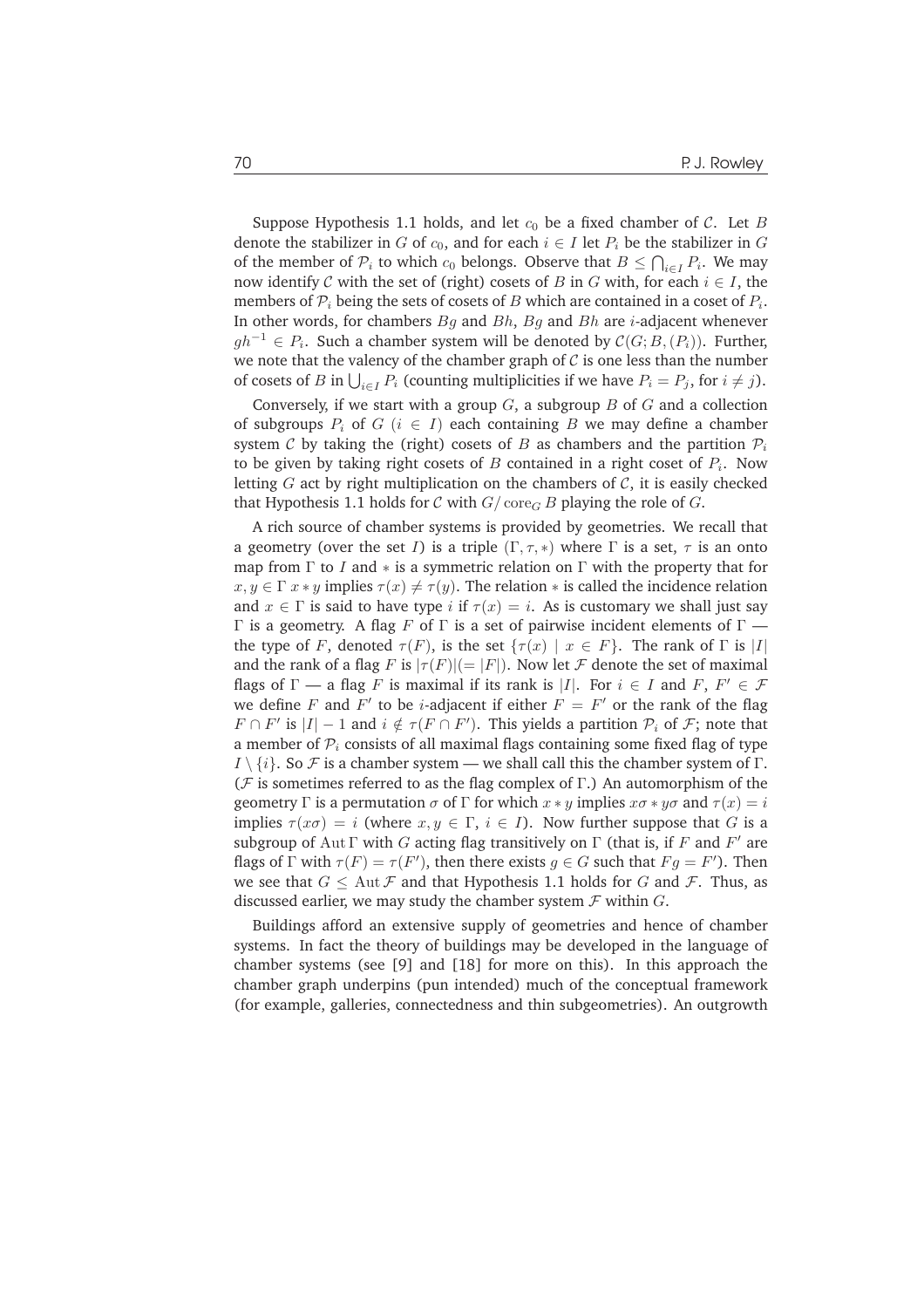Suppose Hypothesis 1.1 holds, and let $c_0$ be a fixed chamber of $\mathcal{C}$. Let $B$ denote the stabilizer in $G$ of $c_0$, and for each $i \in I$ let $P_i$ be the stabilizer in $G$ of the member of $\mathcal{P}_i$ to which $c_0$ belongs. Observe that $B \leq \bigcap_{i \in I} P_i$. We may now identify $\mathcal{C}$ with the set of (right) cosets of $B$ in $G$ with, for each $i \in I$, the members of $\mathcal{P}_i$ being the sets of cosets of $B$ which are contained in a coset of $P_i$. In other words, for chambers $Bg$ and $Bh$, $Bg$ and $Bh$ are $i$-adjacent whenever $gh^{-1} \in P_i$. Such a chamber system will be denoted by $\mathcal{C}(G; B, (P_i))$. Further, we note that the valency of the chamber graph of $\mathcal{C}$ is one less than the number of cosets of $B$ in $\bigcup_{i \in I} P_i$ (counting multiplicities if we have $P_i = P_j$, for $i \neq j$).

Conversely, if we start with a group $G$, a subgroup $B$ of $G$ and a collection of subgroups $P_i$ of $G$ ($i \in I$) each containing $B$ we may define a chamber system $\mathcal{C}$ by taking the (right) cosets of $B$ as chambers and the partition $\mathcal{P}_i$ to be given by taking right cosets of $B$ contained in a right coset of $P_i$. Now letting $G$ act by right multiplication on the chambers of $\mathcal{C}$, it is easily checked that Hypothesis 1.1 holds for $\mathcal{C}$ with $G/\operatorname{core}_G B$ playing the role of $G$.

A rich source of chamber systems is provided by geometries. We recall that a geometry (over the set $I$) is a triple $(\Gamma, \tau, *)$ where $\Gamma$ is a set, $\tau$ is an onto map from $\Gamma$ to $I$ and $*$ is a symmetric relation on $\Gamma$ with the property that for $x, y \in \Gamma$ $x * y$ implies $\tau(x) \neq \tau(y)$. The relation $*$ is called the incidence relation and $x \in \Gamma$ is said to have type $i$ if $\tau(x) = i$. As is customary we shall just say $\Gamma$ is a geometry. A flag $F$ of $\Gamma$ is a set of pairwise incident elements of $\Gamma$ — the type of $F$, denoted $\tau(F)$, is the set $\{\tau(x) \mid x \in F\}$. The rank of $\Gamma$ is $|I|$ and the rank of a flag $F$ is $|\tau(F)| (= |F|)$. Now let $\mathcal{F}$ denote the set of maximal flags of $\Gamma$ — a flag $F$ is maximal if its rank is $|I|$. For $i \in I$ and $F, F' \in \mathcal{F}$ we define $F$ and $F'$ to be $i$-adjacent if either $F = F'$ or the rank of the flag $F \cap F'$ is $|I| - 1$ and $i \notin \tau(F \cap F')$. This yields a partition $\mathcal{P}_i$ of $\mathcal{F}$; note that a member of $\mathcal{P}_i$ consists of all maximal flags containing some fixed flag of type $I \setminus \{i\}$. So $\mathcal{F}$ is a chamber system — we shall call this the chamber system of $\Gamma$. ($\mathcal{F}$ is sometimes referred to as the flag complex of $\Gamma$.) An automorphism of the geometry $\Gamma$ is a permutation $\sigma$ of $\Gamma$ for which $x * y$ implies $x\sigma * y\sigma$ and $\tau(x) = i$ implies $\tau(x\sigma) = i$ (where $x, y \in \Gamma$, $i \in I$). Now further suppose that $G$ is a subgroup of $\operatorname{Aut}\Gamma$ with $G$ acting flag transitively on $\Gamma$ (that is, if $F$ and $F'$ are flags of $\Gamma$ with $\tau(F) = \tau(F')$, then there exists $g \in G$ such that $Fg = F'$). Then we see that $G \leq \operatorname{Aut}\mathcal{F}$ and that Hypothesis 1.1 holds for $G$ and $\mathcal{F}$. Thus, as discussed earlier, we may study the chamber system $\mathcal{F}$ within $G$.

Buildings afford an extensive supply of geometries and hence of chamber systems. In fact the theory of buildings may be developed in the language of chamber systems (see [9] and [18] for more on this). In this approach the chamber graph underpins (pun intended) much of the conceptual framework (for example, galleries, connectedness and thin subgeometries). An outgrowth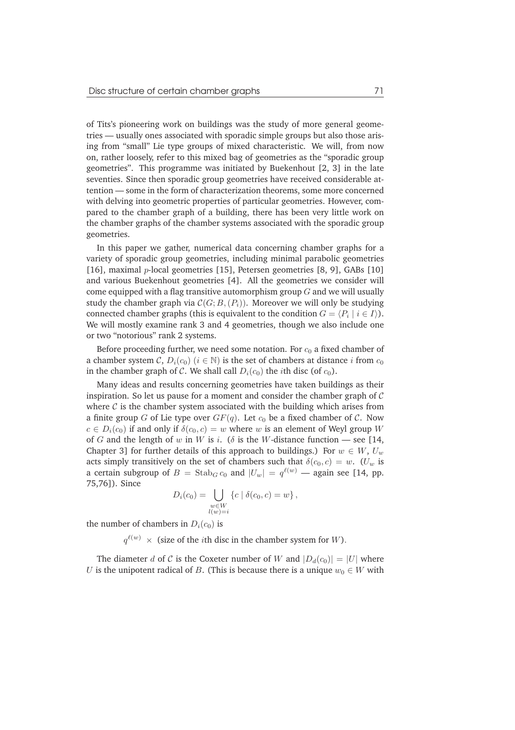of Tits's pioneering work on buildings was the study of more general geometries — usually ones associated with sporadic simple groups but also those arising from "small" Lie type groups of mixed characteristic. We will, from now on, rather loosely, refer to this mixed bag of geometries as the "sporadic group geometries". This programme was initiated by Buekenhout [2, 3] in the late seventies. Since then sporadic group geometries have received considerable attention — some in the form of characterization theorems, some more concerned with delving into geometric properties of particular geometries. However, compared to the chamber graph of a building, there has been very little work on the chamber graphs of the chamber systems associated with the sporadic group geometries.

In this paper we gather, numerical data concerning chamber graphs for a variety of sporadic group geometries, including minimal parabolic geometries [16], maximal $p$-local geometries [15], Petersen geometries [8, 9], GABs [10] and various Buekenhout geometries [4]. All the geometries we consider will come equipped with a flag transitive automorphism group $G$ and we will usually study the chamber graph via $\mathcal{C}(G; B, (P_i))$. Moreover we will only be studying connected chamber graphs (this is equivalent to the condition $G = \langle P_i \mid i \in I \rangle$). We will mostly examine rank 3 and 4 geometries, though we also include one or two "notorious" rank 2 systems.

Before proceeding further, we need some notation. For $c_0$ a fixed chamber of a chamber system $\mathcal{C}$, $D_i(c_0)$ ($i \in \mathbb{N}$) is the set of chambers at distance $i$ from $c_0$ in the chamber graph of $\mathcal{C}$. We shall call $D_i(c_0)$ the $i$th disc (of $c_0$).

Many ideas and results concerning geometries have taken buildings as their inspiration. So let us pause for a moment and consider the chamber graph of $\mathcal{C}$ where $\mathcal{C}$ is the chamber system associated with the building which arises from a finite group $G$ of Lie type over $GF(q)$. Let $c_0$ be a fixed chamber of $\mathcal{C}$. Now $c \in D_i(c_0)$ if and only if $\delta(c_0, c) = w$ where $w$ is an element of Weyl group $W$ of $G$ and the length of $w$ in $W$ is $i$. ($\delta$ is the $W$-distance function — see [14, Chapter 3] for further details of this approach to buildings.) For $w \in W$, $U_w$ acts simply transitively on the set of chambers such that $\delta(c_0, c) = w$. ($U_w$ is a certain subgroup of $B = \mathrm{Stab}_G\, c_0$ and $|U_w| = q^{\ell(w)}$ — again see [14, pp. 75,76]). Since

$$D_i(c_0) = \bigcup_{\substack{w \in W \\ l(w)=i}} \{c \mid \delta(c_0, c) = w\},$$

the number of chambers in $D_i(c_0)$ is

$$q^{\ell(w)} \times \text{(size of the } i\text{th disc in the chamber system for } W).$$

The diameter $d$ of $\mathcal{C}$ is the Coxeter number of $W$ and $|D_d(c_0)| = |U|$ where $U$ is the unipotent radical of $B$. (This is because there is a unique $w_0 \in W$ with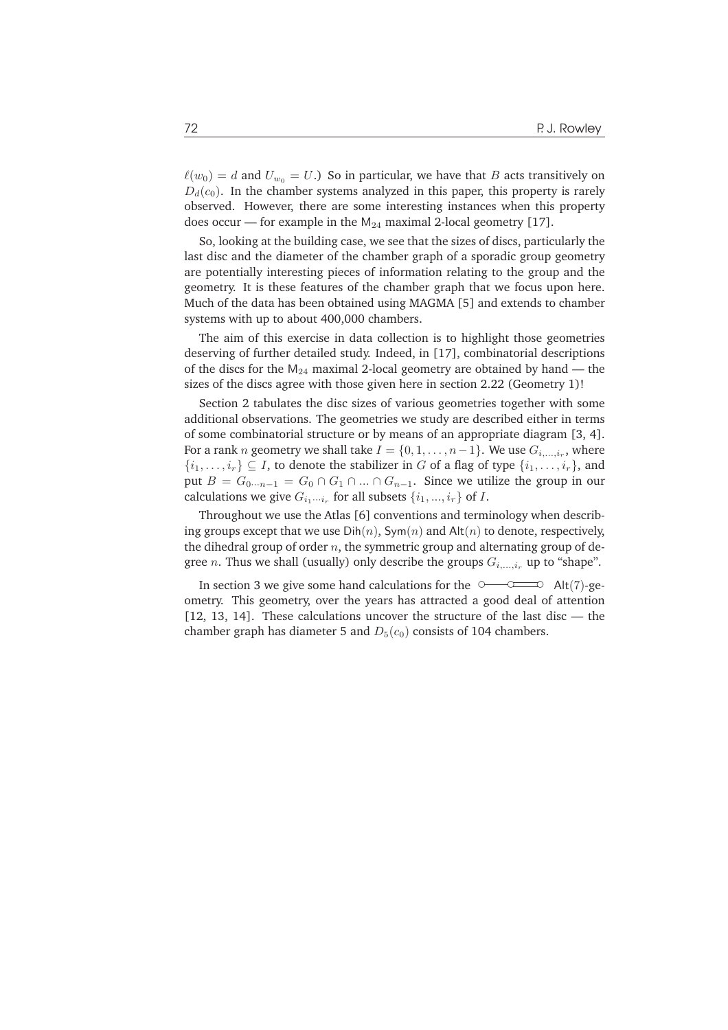$\ell(w_0) = d$ and $U_{w_0} = U$.) So in particular, we have that $B$ acts transitively on $D_d(c_0)$. In the chamber systems analyzed in this paper, this property is rarely observed. However, there are some interesting instances when this property does occur — for example in the $\mathsf{M}_{24}$ maximal 2-local geometry [17].

So, looking at the building case, we see that the sizes of discs, particularly the last disc and the diameter of the chamber graph of a sporadic group geometry are potentially interesting pieces of information relating to the group and the geometry. It is these features of the chamber graph that we focus upon here. Much of the data has been obtained using MAGMA [5] and extends to chamber systems with up to about 400,000 chambers.

The aim of this exercise in data collection is to highlight those geometries deserving of further detailed study. Indeed, in [17], combinatorial descriptions of the discs for the $\mathsf{M}_{24}$ maximal 2-local geometry are obtained by hand — the sizes of the discs agree with those given here in section 2.22 (Geometry 1)!

Section 2 tabulates the disc sizes of various geometries together with some additional observations. The geometries we study are described either in terms of some combinatorial structure or by means of an appropriate diagram [3, 4]. For a rank $n$ geometry we shall take $I = \{0, 1, \ldots, n-1\}$. We use $G_{i,\ldots,i_r}$, where $\{i_1, \ldots, i_r\} \subseteq I$, to denote the stabilizer in $G$ of a flag of type $\{i_1, \ldots, i_r\}$, and put $B = G_{0\cdots n-1} = G_0 \cap G_1 \cap \ldots \cap G_{n-1}$. Since we utilize the group in our calculations we give $G_{i_1\cdots i_r}$ for all subsets $\{i_1, \ldots, i_r\}$ of $I$.

Throughout we use the Atlas [6] conventions and terminology when describing groups except that we use $\mathsf{Dih}(n)$, $\mathsf{Sym}(n)$ and $\mathsf{Alt}(n)$ to denote, respectively, the dihedral group of order $n$, the symmetric group and alternating group of degree $n$. Thus we shall (usually) only describe the groups $G_{i,\ldots,i_r}$ up to "shape".

In section 3 we give some hand calculations for the ○——○═══○ $\mathsf{Alt}(7)$-geometry. This geometry, over the years has attracted a good deal of attention [12, 13, 14]. These calculations uncover the structure of the last disc — the chamber graph has diameter 5 and $D_5(c_0)$ consists of 104 chambers.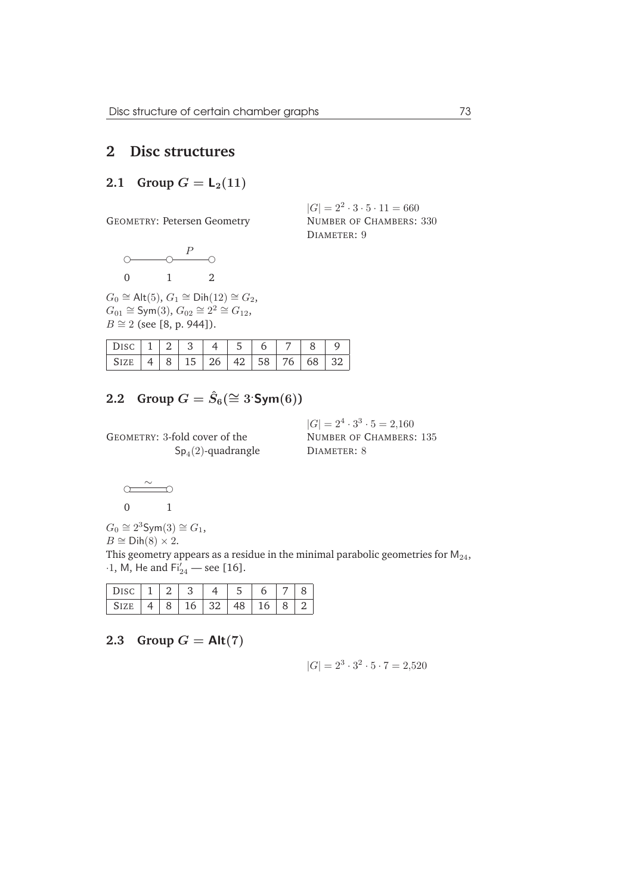## 2 Disc structures

### 2.1 Group $G = \mathsf{L}_2(11)$

GEOMETRY: Petersen Geometry

$|G| = 2^2 \cdot 3 \cdot 5 \cdot 11 = 660$
NUMBER OF CHAMBERS: 330
DIAMETER: 9

$$\circ\!\!-\!\!\!-\!\!\!-\!\!\circ\!\!\overset{P}{-\!\!\!-\!\!\!-}\!\!\circ$$

0 1 2

$G_0 \cong \mathsf{Alt}(5)$, $G_1 \cong \mathsf{Dih}(12) \cong G_2$,
$G_{01} \cong \mathsf{Sym}(3)$, $G_{02} \cong 2^2 \cong G_{12}$,
$B \cong 2$ (see [8, p. 944]).

| DISC | 1 | 2 | 3 | 4 | 5 | 6 | 7 | 8 | 9 |
|---|---|---|---|---|---|---|---|---|---|
| SIZE | 4 | 8 | 15 | 26 | 42 | 58 | 76 | 68 | 32 |

### 2.2 Group $G = \hat{S}_6 (\cong 3^{\cdot}\mathsf{Sym}(6))$

GEOMETRY: 3-fold cover of the $\mathsf{Sp}_4(2)$-quadrangle

$|G| = 2^4 \cdot 3^3 \cdot 5 = 2{,}160$
NUMBER OF CHAMBERS: 135
DIAMETER: 8

$$\circ\!\!\overset{\sim}{=\!\!=\!\!=}\!\!\circ$$

0 1

$G_0 \cong 2^3\mathsf{Sym}(3) \cong G_1$,
$B \cong \mathsf{Dih}(8) \times 2$.
This geometry appears as a residue in the minimal parabolic geometries for $\mathsf{M}_{24}$, $\cdot 1$, $\mathsf{M}$, $\mathsf{He}$ and $\mathsf{Fi}_{24}'$ — see [16].

| DISC | 1 | 2 | 3 | 4 | 5 | 6 | 7 | 8 |
|---|---|---|---|---|---|---|---|---|
| SIZE | 4 | 8 | 16 | 32 | 48 | 16 | 8 | 2 |

### 2.3 Group $G = \mathsf{Alt}(7)$

$|G| = 2^3 \cdot 3^2 \cdot 5 \cdot 7 = 2{,}520$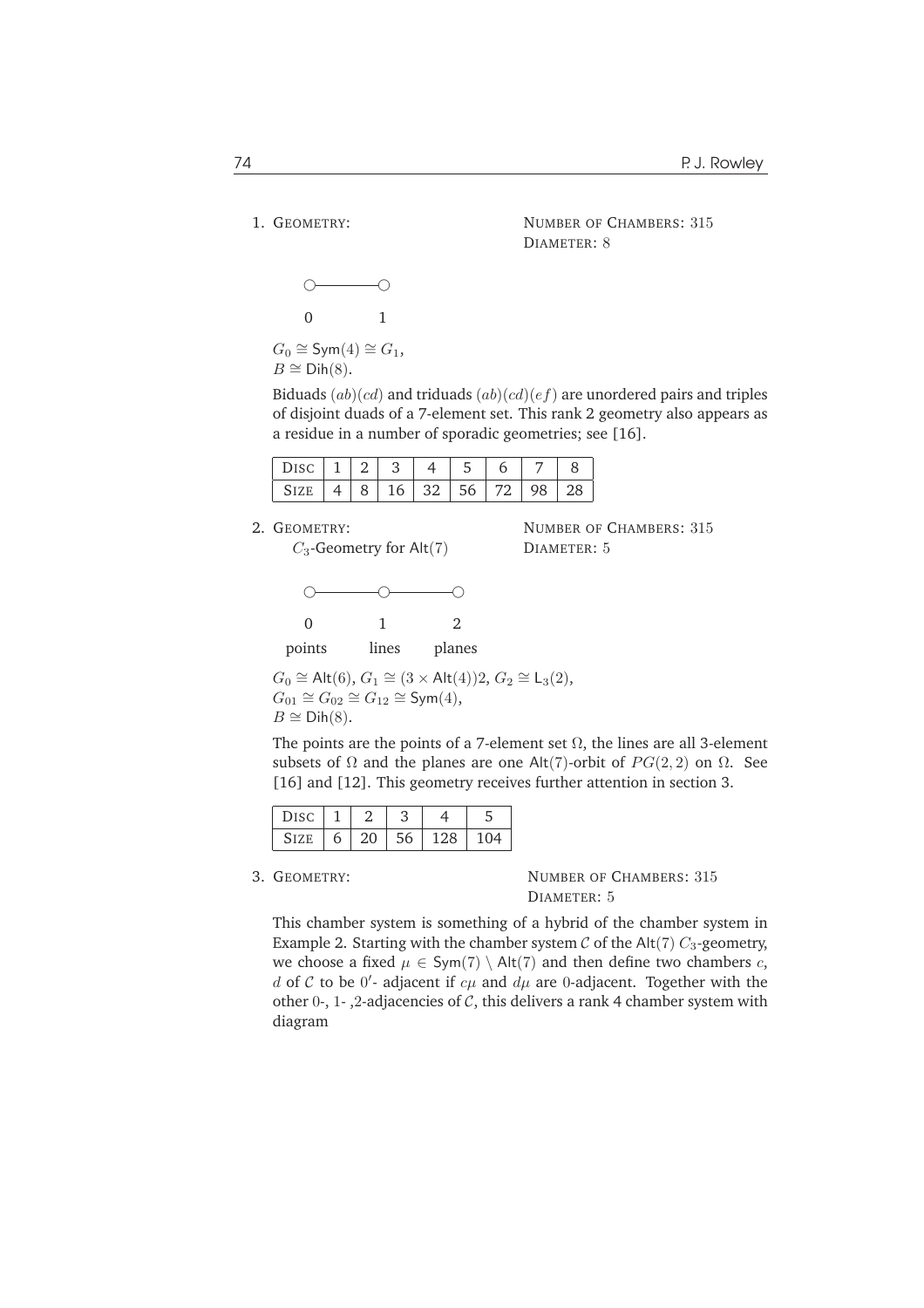1. GEOMETRY: NUMBER OF CHAMBERS: 315
   DIAMETER: 8

   ○———○

   0 1

   $G_0 \cong \mathsf{Sym}(4) \cong G_1$,
   $B \cong \mathsf{Dih}(8)$.

   Biduads $(ab)(cd)$ and triduads $(ab)(cd)(ef)$ are unordered pairs and triples of disjoint duads of a 7-element set. This rank 2 geometry also appears as a residue in a number of sporadic geometries; see [16].

| DISC | 1 | 2 | 3 | 4 | 5 | 6 | 7 | 8 |
|---|---|---|---|---|---|---|---|---|
| SIZE | 4 | 8 | 16 | 32 | 56 | 72 | 98 | 28 |

2. GEOMETRY: NUMBER OF CHAMBERS: 315
   $C_3$-Geometry for $\mathsf{Alt}(7)$ DIAMETER: 5

   ○———○———○

   0 1 2

   points lines planes

   $G_0 \cong \mathsf{Alt}(6)$, $G_1 \cong (3 \times \mathsf{Alt}(4))2$, $G_2 \cong \mathsf{L}_3(2)$,
   $G_{01} \cong G_{02} \cong G_{12} \cong \mathsf{Sym}(4)$,
   $B \cong \mathsf{Dih}(8)$.

   The points are the points of a 7-element set $\Omega$, the lines are all 3-element subsets of $\Omega$ and the planes are one $\mathsf{Alt}(7)$-orbit of $PG(2,2)$ on $\Omega$. See [16] and [12]. This geometry receives further attention in section 3.

| DISC | 1 | 2 | 3 | 4 | 5 |
|---|---|---|---|---|---|
| SIZE | 6 | 20 | 56 | 128 | 104 |

3. GEOMETRY: NUMBER OF CHAMBERS: 315
   DIAMETER: 5

   This chamber system is something of a hybrid of the chamber system in Example 2. Starting with the chamber system $\mathcal{C}$ of the $\mathsf{Alt}(7)$ $C_3$-geometry, we choose a fixed $\mu \in \mathsf{Sym}(7) \setminus \mathsf{Alt}(7)$ and then define two chambers $c$, $d$ of $\mathcal{C}$ to be $0'$- adjacent if $c\mu$ and $d\mu$ are 0-adjacent. Together with the other 0-, 1- ,2-adjacencies of $\mathcal{C}$, this delivers a rank 4 chamber system with diagram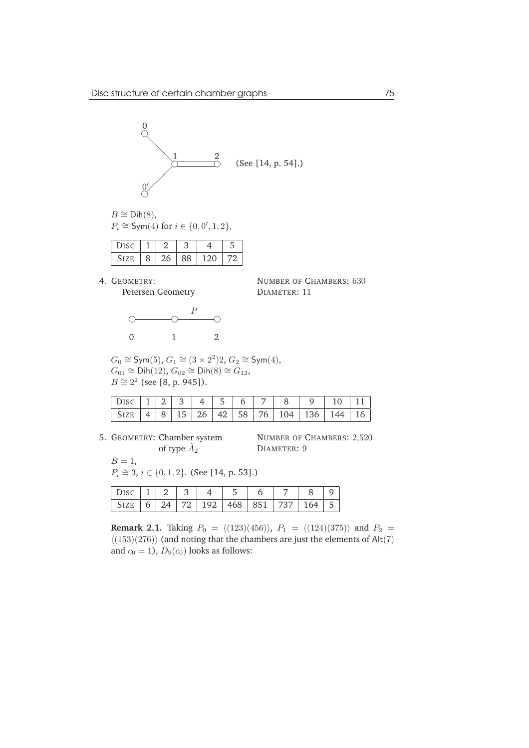0

1 2 (See [14, p. 54].)

$0'$

$B \cong \mathsf{Dih}(8)$,
$P_i \cong \mathsf{Sym}(4)$ for $i \in \{0, 0', 1, 2\}$.

| DISC | 1 | 2 | 3 | 4 | 5 |
|---|---|---|---|---|---|
| SIZE | 8 | 26 | 88 | 120 | 72 |

4. GEOMETRY: Petersen Geometry

NUMBER OF CHAMBERS: 630
DIAMETER: 11

$P$

0 1 2

$G_0 \cong \mathsf{Sym}(5)$, $G_1 \cong (3 \times 2^2)2$, $G_2 \cong \mathsf{Sym}(4)$,
$G_{01} \cong \mathsf{Dih}(12)$, $G_{02} \cong \mathsf{Dih}(8) \cong G_{12}$,
$B \cong 2^2$ (see [8, p. 945]).

| DISC | 1 | 2 | 3 | 4 | 5 | 6 | 7 | 8 | 9 | 10 | 11 |
|---|---|---|---|---|---|---|---|---|---|---|---|
| SIZE | 4 | 8 | 15 | 26 | 42 | 58 | 76 | 104 | 136 | 144 | 16 |

5. GEOMETRY: Chamber system of type $\tilde{A}_2$

NUMBER OF CHAMBERS: 2,520
DIAMETER: 9

$B = 1$,
$P_i \cong 3$, $i \in \{0, 1, 2\}$. (See [14, p. 53].)

| DISC | 1 | 2 | 3 | 4 | 5 | 6 | 7 | 8 | 9 |
|---|---|---|---|---|---|---|---|---|---|
| SIZE | 6 | 24 | 72 | 192 | 468 | 851 | 737 | 164 | 5 |

**Remark 2.1.** Taking $P_0 = \langle (123)(456) \rangle$, $P_1 = \langle (124)(375) \rangle$ and $P_2 = \langle (153)(276) \rangle$ (and noting that the chambers are just the elements of $\mathsf{Alt}(7)$ and $c_0 = 1$), $D_9(c_0)$ looks as follows: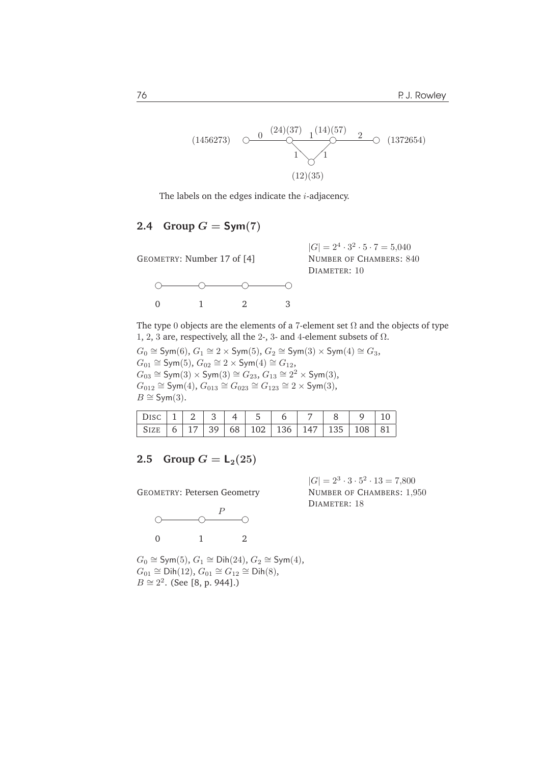$(1456273)$ —0— $(24)(37)$ —1— $(14)(57)$ —2— $(1372654)$; $(24)(37)$ —1— $(12)(35)$ —1— $(14)(57)$

The labels on the edges indicate the $i$-adjacency.

## 2.4 Group $G = \mathsf{Sym}(7)$

GEOMETRY: Number 17 of [4]

$|G| = 2^4 \cdot 3^2 \cdot 5 \cdot 7 = 5{,}040$
NUMBER OF CHAMBERS: 840
DIAMETER: 10

○———○———○———○
0 1 2 3

The type 0 objects are the elements of a 7-element set $\Omega$ and the objects of type 1, 2, 3 are, respectively, all the 2-, 3- and 4-element subsets of $\Omega$.

$G_0 \cong \mathsf{Sym}(6)$, $G_1 \cong 2 \times \mathsf{Sym}(5)$, $G_2 \cong \mathsf{Sym}(3) \times \mathsf{Sym}(4) \cong G_3$,
$G_{01} \cong \mathsf{Sym}(5)$, $G_{02} \cong 2 \times \mathsf{Sym}(4) \cong G_{12}$,
$G_{03} \cong \mathsf{Sym}(3) \times \mathsf{Sym}(3) \cong G_{23}$, $G_{13} \cong 2^2 \times \mathsf{Sym}(3)$,
$G_{012} \cong \mathsf{Sym}(4)$, $G_{013} \cong G_{023} \cong G_{123} \cong 2 \times \mathsf{Sym}(3)$,
$B \cong \mathsf{Sym}(3)$.

| DISC | 1 | 2 | 3 | 4 | 5 | 6 | 7 | 8 | 9 | 10 |
|---|---|---|---|---|---|---|---|---|---|---|
| SIZE | 6 | 17 | 39 | 68 | 102 | 136 | 147 | 135 | 108 | 81 |

## 2.5 Group $G = \mathsf{L}_2(25)$

GEOMETRY: Petersen Geometry

$|G| = 2^3 \cdot 3 \cdot 5^2 \cdot 13 = 7{,}800$
NUMBER OF CHAMBERS: 1,950
DIAMETER: 18

○———○—$P$—○
0 1 2

$G_0 \cong \mathsf{Sym}(5)$, $G_1 \cong \mathsf{Dih}(24)$, $G_2 \cong \mathsf{Sym}(4)$,
$G_{01} \cong \mathsf{Dih}(12)$, $G_{01} \cong G_{12} \cong \mathsf{Dih}(8)$,
$B \cong 2^2$. (See [8, p. 944].)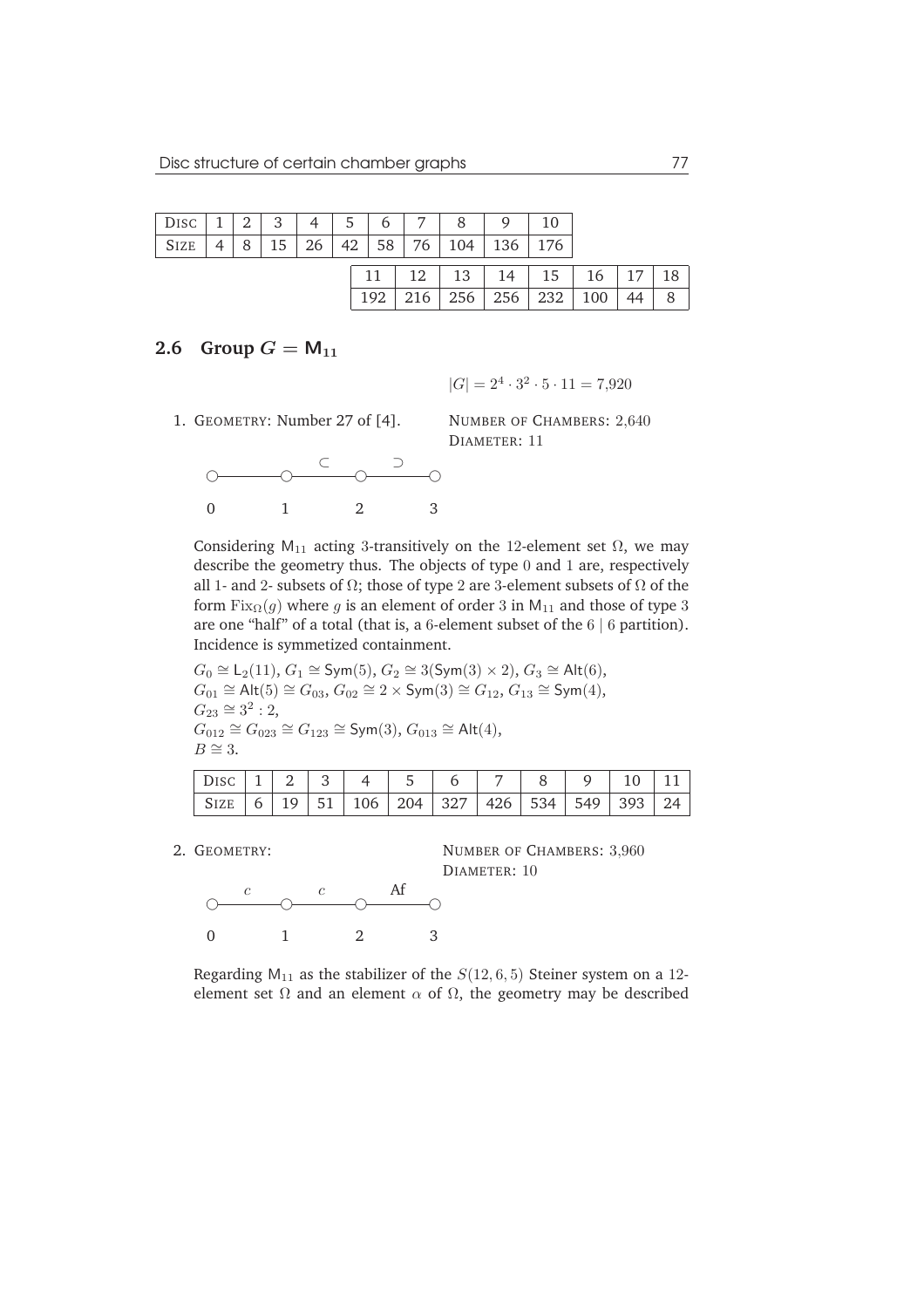| Disc | 1 | 2 | 3 | 4 | 5 | 6 | 7 | 8 | 9 | 10 | 11 | 12 | 13 | 14 | 15 | 16 | 17 | 18 |
|---|---|---|---|---|---|---|---|---|---|---|---|---|---|---|---|---|---|---|
| Size | 4 | 8 | 15 | 26 | 42 | 58 | 76 | 104 | 136 | 176 | 192 | 216 | 256 | 256 | 232 | 100 | 44 | 8 |

## 2.6 Group $G = \mathsf{M}_{11}$

$|G| = 2^4 \cdot 3^2 \cdot 5 \cdot 11 = 7{,}920$

1. Geometry: Number 27 of [4].

   Number of Chambers: $2{,}640$
   Diameter: $11$

   Diagram: nodes 0 — 1 —($\subset$)— 2 —($\supset$)— 3

   Considering $\mathsf{M}_{11}$ acting 3-transitively on the 12-element set $\Omega$, we may describe the geometry thus. The objects of type 0 and 1 are, respectively all 1- and 2- subsets of $\Omega$; those of type 2 are 3-element subsets of $\Omega$ of the form $\mathrm{Fix}_\Omega(g)$ where $g$ is an element of order 3 in $\mathsf{M}_{11}$ and those of type 3 are one "half" of a total (that is, a 6-element subset of the $6 \mid 6$ partition). Incidence is symmetized containment.

   $G_0 \cong \mathsf{L}_2(11)$, $G_1 \cong \mathsf{Sym}(5)$, $G_2 \cong 3(\mathsf{Sym}(3) \times 2)$, $G_3 \cong \mathsf{Alt}(6)$,
   $G_{01} \cong \mathsf{Alt}(5) \cong G_{03}$, $G_{02} \cong 2 \times \mathsf{Sym}(3) \cong G_{12}$, $G_{13} \cong \mathsf{Sym}(4)$,
   $G_{23} \cong 3^2 : 2$,
   $G_{012} \cong G_{023} \cong G_{123} \cong \mathsf{Sym}(3)$, $G_{013} \cong \mathsf{Alt}(4)$,
   $B \cong 3$.

| Disc | 1 | 2 | 3 | 4 | 5 | 6 | 7 | 8 | 9 | 10 | 11 |
|---|---|---|---|---|---|---|---|---|---|---|---|
| Size | 6 | 19 | 51 | 106 | 204 | 327 | 426 | 534 | 549 | 393 | 24 |

2. Geometry:

   Number of Chambers: $3{,}960$
   Diameter: $10$

   Diagram: nodes 0 —($c$)— 1 —($c$)— 2 —(Af)— 3

   Regarding $\mathsf{M}_{11}$ as the stabilizer of the $S(12, 6, 5)$ Steiner system on a 12-element set $\Omega$ and an element $\alpha$ of $\Omega$, the geometry may be described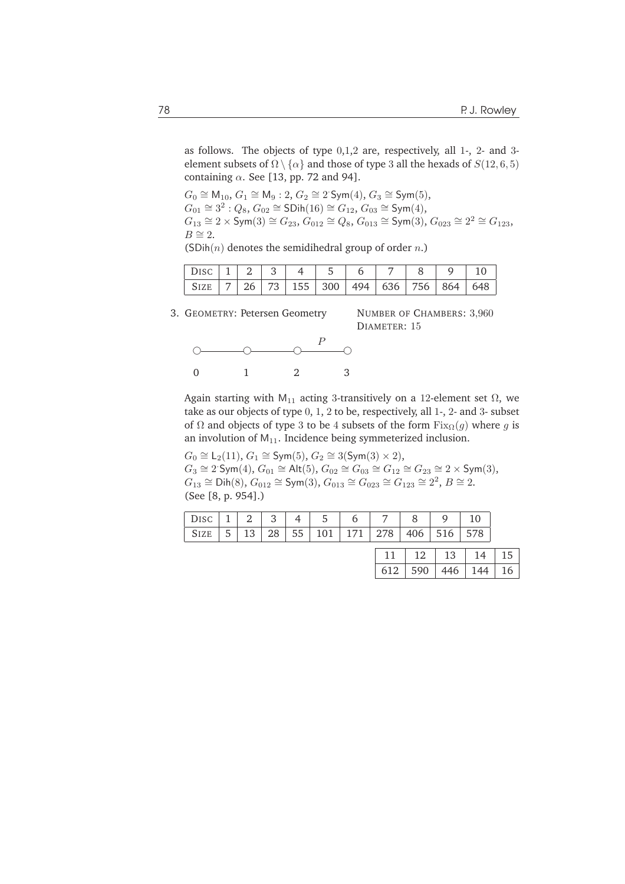as follows. The objects of type 0,1,2 are, respectively, all 1-, 2- and 3-element subsets of $\Omega \setminus \{\alpha\}$ and those of type 3 all the hexads of $S(12, 6, 5)$ containing $\alpha$. See [13, pp. 72 and 94].

$G_0 \cong \mathsf{M}_{10}$, $G_1 \cong \mathsf{M}_9 : 2$, $G_2 \cong 2^{\cdot}\mathsf{Sym}(4)$, $G_3 \cong \mathsf{Sym}(5)$,
$G_{01} \cong 3^2 : Q_8$, $G_{02} \cong \mathsf{SDih}(16) \cong G_{12}$, $G_{03} \cong \mathsf{Sym}(4)$,
$G_{13} \cong 2 \times \mathsf{Sym}(3) \cong G_{23}$, $G_{012} \cong Q_8$, $G_{013} \cong \mathsf{Sym}(3)$, $G_{023} \cong 2^2 \cong G_{123}$,
$B \cong 2$.
($\mathsf{SDih}(n)$ denotes the semidihedral group of order $n$.)

| DISC | 1 | 2 | 3 | 4 | 5 | 6 | 7 | 8 | 9 | 10 |
|---|---|---|---|---|---|---|---|---|---|---|
| SIZE | 7 | 26 | 73 | 155 | 300 | 494 | 636 | 756 | 864 | 648 |

3. GEOMETRY: Petersen Geometry

NUMBER OF CHAMBERS: 3,960
DIAMETER: 15

```
○———○———○—P—○
0   1   2    3
```

Again starting with $\mathsf{M}_{11}$ acting 3-transitively on a 12-element set $\Omega$, we take as our objects of type 0, 1, 2 to be, respectively, all 1-, 2- and 3- subset of $\Omega$ and objects of type 3 to be 4 subsets of the form $\mathrm{Fix}_\Omega(g)$ where $g$ is an involution of $\mathsf{M}_{11}$. Incidence being symmeterized inclusion.

$G_0 \cong \mathsf{L}_2(11)$, $G_1 \cong \mathsf{Sym}(5)$, $G_2 \cong 3(\mathsf{Sym}(3) \times 2)$,
$G_3 \cong 2^{\cdot}\mathsf{Sym}(4)$, $G_{01} \cong \mathsf{Alt}(5)$, $G_{02} \cong G_{03} \cong G_{12} \cong G_{23} \cong 2 \times \mathsf{Sym}(3)$,
$G_{13} \cong \mathsf{Dih}(8)$, $G_{012} \cong \mathsf{Sym}(3)$, $G_{013} \cong G_{023} \cong G_{123} \cong 2^2$, $B \cong 2$.
(See [8, p. 954].)

| DISC | 1 | 2 | 3 | 4 | 5 | 6 | 7 | 8 | 9 | 10 | 11 | 12 | 13 | 14 | 15 |
|---|---|---|---|---|---|---|---|---|---|---|---|---|---|---|---|
| SIZE | 5 | 13 | 28 | 55 | 101 | 171 | 278 | 406 | 516 | 578 | 612 | 590 | 446 | 144 | 16 |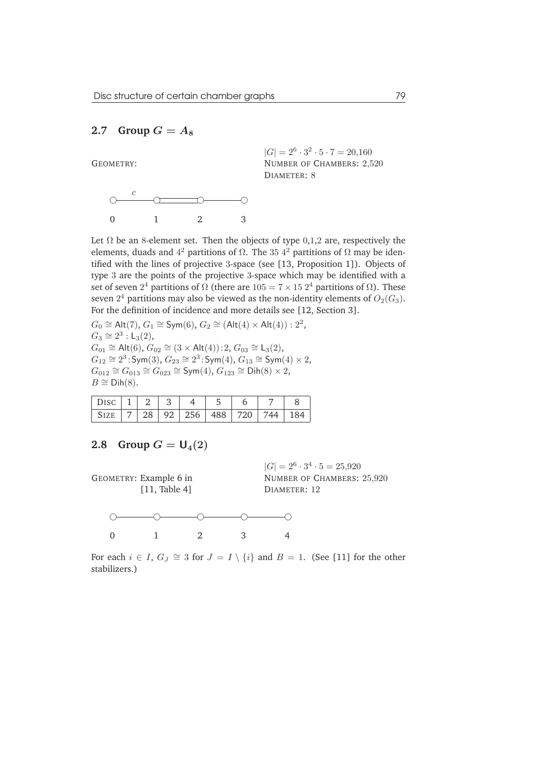## 2.7 Group $G = A_8$

$|G| = 2^6 \cdot 3^2 \cdot 5 \cdot 7 = 20{,}160$

GEOMETRY:

NUMBER OF CHAMBERS: $2{,}520$

DIAMETER: 8

0 —c— 1 ═ 2 — 3

Let $\Omega$ be an 8-element set. Then the objects of type 0,1,2 are, respectively the elements, duads and $4^2$ partitions of $\Omega$. The 35 $4^2$ partitions of $\Omega$ may be identified with the lines of projective 3-space (see [13, Proposition 1]). Objects of type 3 are the points of the projective 3-space which may be identified with a set of seven $2^4$ partitions of $\Omega$ (there are $105 = 7 \times 15$ $2^4$ partitions of $\Omega$). These seven $2^4$ partitions may also be viewed as the non-identity elements of $O_2(G_3)$. For the definition of incidence and more details see [12, Section 3].

$G_0 \cong \mathsf{Alt}(7)$, $G_1 \cong \mathsf{Sym}(6)$, $G_2 \cong (\mathsf{Alt}(4) \times \mathsf{Alt}(4)) : 2^2$,
$G_3 \cong 2^3 : \mathsf{L}_3(2)$,
$G_{01} \cong \mathsf{Alt}(6)$, $G_{02} \cong (3 \times \mathsf{Alt}(4)){:}2$, $G_{03} \cong \mathsf{L}_3(2)$,
$G_{12} \cong 2^3{:}\mathsf{Sym}(3)$, $G_{23} \cong 2^3{:}\mathsf{Sym}(4)$, $G_{13} \cong \mathsf{Sym}(4) \times 2$,
$G_{012} \cong G_{013} \cong G_{023} \cong \mathsf{Sym}(4)$, $G_{123} \cong \mathsf{Dih}(8) \times 2$,
$B \cong \mathsf{Dih}(8)$.

| DISC | 1 | 2 | 3 | 4 | 5 | 6 | 7 | 8 |
|---|---|---|---|---|---|---|---|---|
| SIZE | 7 | 28 | 92 | 256 | 488 | 720 | 744 | 184 |

## 2.8 Group $G = \mathsf{U}_4(2)$

$|G| = 2^6 \cdot 3^4 \cdot 5 = 25{,}920$

GEOMETRY: Example 6 in [11, Table 4]

NUMBER OF CHAMBERS: $25{,}920$

DIAMETER: 12

0 — 1 — 2 — 3 — 4

For each $i \in I$, $G_J \cong 3$ for $J = I \setminus \{i\}$ and $B = 1$. (See [11] for the other stabilizers.)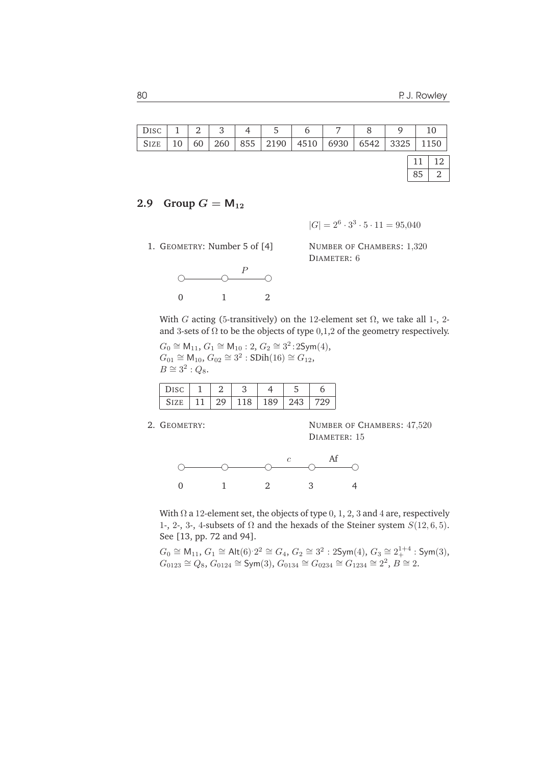| DISC | 1 | 2 | 3 | 4 | 5 | 6 | 7 | 8 | 9 | 10 | 11 | 12 |
|---|---|---|---|---|---|---|---|---|---|---|---|---|
| SIZE | 10 | 60 | 260 | 855 | 2190 | 4510 | 6930 | 6542 | 3325 | 1150 | 85 | 2 |

## 2.9 Group $G = \mathsf{M}_{12}$

$|G| = 2^6 \cdot 3^3 \cdot 5 \cdot 11 = 95{,}040$

1. GEOMETRY: Number 5 of [4]

   NUMBER OF CHAMBERS: 1,320
   DIAMETER: 6

   ○———○—$P$—○
   0   1   2

   With $G$ acting (5-transitively) on the 12-element set $\Omega$, we take all 1-, 2- and 3-sets of $\Omega$ to be the objects of type 0,1,2 of the geometry respectively.

   $G_0 \cong \mathsf{M}_{11}$, $G_1 \cong \mathsf{M}_{10} : 2$, $G_2 \cong 3^2 : 2\mathsf{Sym}(4)$,
   $G_{01} \cong \mathsf{M}_{10}$, $G_{02} \cong 3^2 : \mathsf{SDih}(16) \cong G_{12}$,
   $B \cong 3^2 : Q_8$.

   | DISC | 1 | 2 | 3 | 4 | 5 | 6 |
   |---|---|---|---|---|---|---|
   | SIZE | 11 | 29 | 118 | 189 | 243 | 729 |

2. GEOMETRY:

   NUMBER OF CHAMBERS: 47,520
   DIAMETER: 15

   ○———○———○—$c$—○—Af—○
   0   1   2   3   4

   With $\Omega$ a 12-element set, the objects of type 0, 1, 2, 3 and 4 are, respectively 1-, 2-, 3-, 4-subsets of $\Omega$ and the hexads of the Steiner system $S(12, 6, 5)$. See [13, pp. 72 and 94].

   $G_0 \cong \mathsf{M}_{11}$, $G_1 \cong \mathsf{Alt}(6){\cdot}2^2 \cong G_4$, $G_2 \cong 3^2 : 2\mathsf{Sym}(4)$, $G_3 \cong 2^{1+4}_+ : \mathsf{Sym}(3)$,
   $G_{0123} \cong Q_8$, $G_{0124} \cong \mathsf{Sym}(3)$, $G_{0134} \cong G_{0234} \cong G_{1234} \cong 2^2$, $B \cong 2$.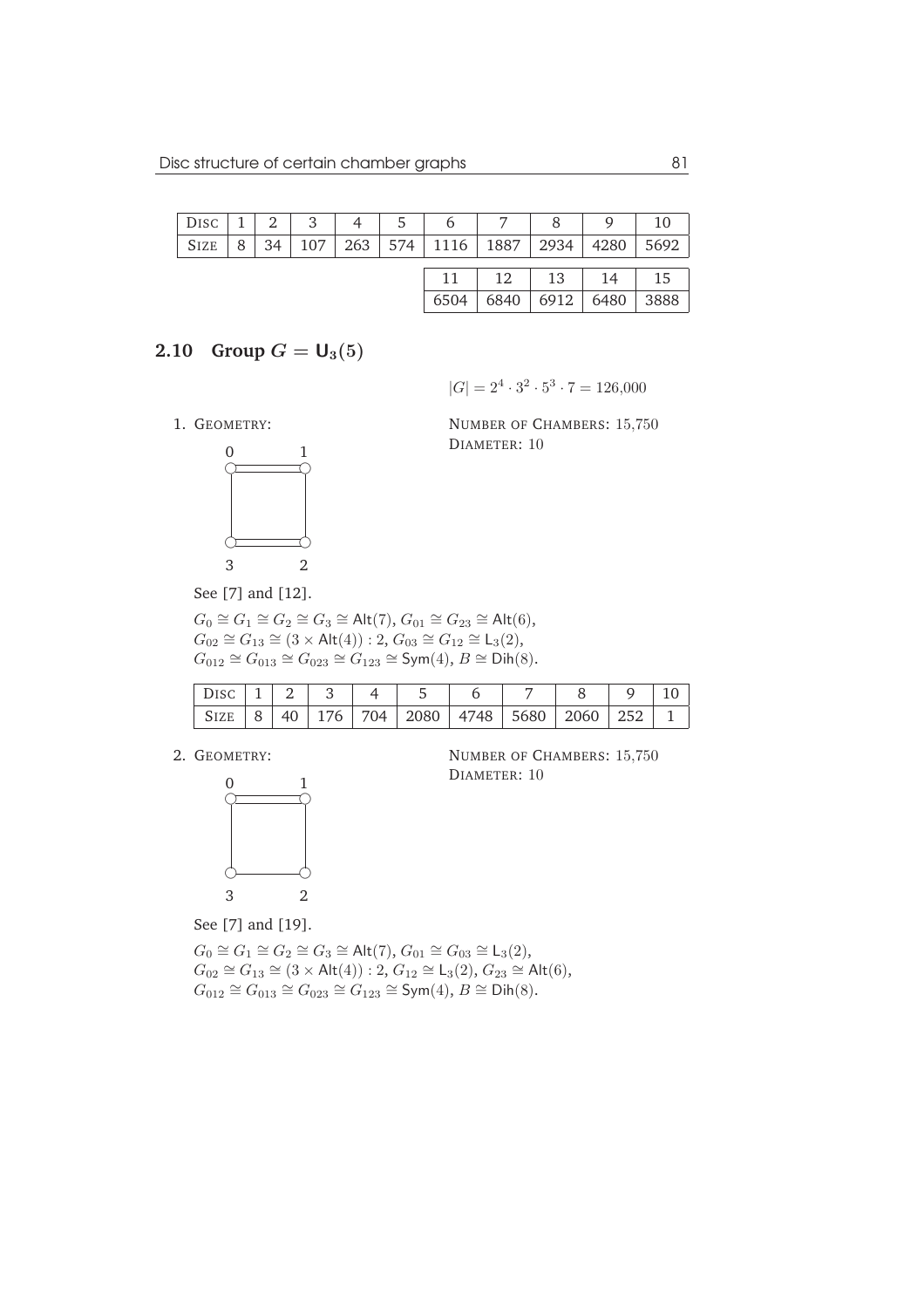| Disc | 1 | 2 | 3 | 4 | 5 | 6 | 7 | 8 | 9 | 10 | 11 | 12 | 13 | 14 | 15 |
|---|---|---|---|---|---|---|---|---|---|---|---|---|---|---|---|
| Size | 8 | 34 | 107 | 263 | 574 | 1116 | 1887 | 2934 | 4280 | 5692 | 6504 | 6840 | 6912 | 6480 | 3888 |

## 2.10 Group $G = \mathsf{U}_3(5)$

$|G| = 2^4 \cdot 3^2 \cdot 5^3 \cdot 7 = 126{,}000$

1. Geometry:

Number of Chambers: 15,750
Diameter: 10

See [7] and [12].

$G_0 \cong G_1 \cong G_2 \cong G_3 \cong \mathsf{Alt}(7)$, $G_{01} \cong G_{23} \cong \mathsf{Alt}(6)$,
$G_{02} \cong G_{13} \cong (3 \times \mathsf{Alt}(4)) : 2$, $G_{03} \cong G_{12} \cong \mathsf{L}_3(2)$,
$G_{012} \cong G_{013} \cong G_{023} \cong G_{123} \cong \mathsf{Sym}(4)$, $B \cong \mathsf{Dih}(8)$.

| Disc | 1 | 2 | 3 | 4 | 5 | 6 | 7 | 8 | 9 | 10 |
|---|---|---|---|---|---|---|---|---|---|---|
| Size | 8 | 40 | 176 | 704 | 2080 | 4748 | 5680 | 2060 | 252 | 1 |

2. Geometry:

Number of Chambers: 15,750
Diameter: 10

See [7] and [19].

$G_0 \cong G_1 \cong G_2 \cong G_3 \cong \mathsf{Alt}(7)$, $G_{01} \cong G_{03} \cong \mathsf{L}_3(2)$,
$G_{02} \cong G_{13} \cong (3 \times \mathsf{Alt}(4)) : 2$, $G_{12} \cong \mathsf{L}_3(2)$, $G_{23} \cong \mathsf{Alt}(6)$,
$G_{012} \cong G_{013} \cong G_{023} \cong G_{123} \cong \mathsf{Sym}(4)$, $B \cong \mathsf{Dih}(8)$.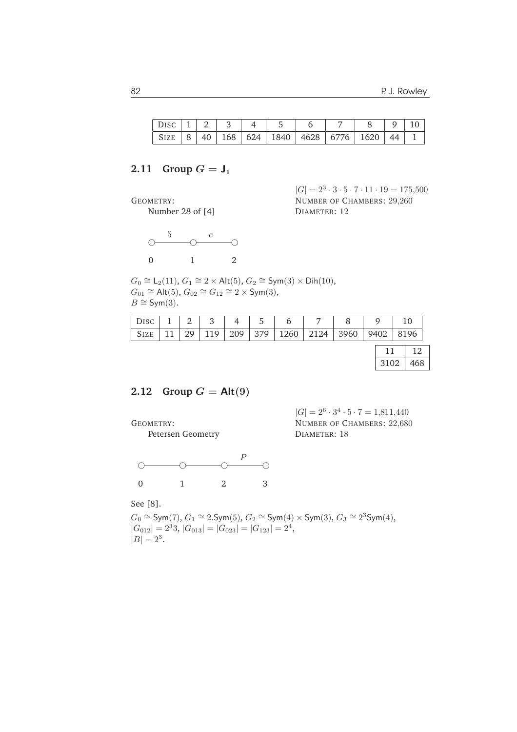| DISC | 1 | 2 | 3 | 4 | 5 | 6 | 7 | 8 | 9 | 10 |
|---|---|---|---|---|---|---|---|---|---|---|
| SIZE | 8 | 40 | 168 | 624 | 1840 | 4628 | 6776 | 1620 | 44 | 1 |

## 2.11 Group $G = \mathsf{J}_1$

$|G| = 2^3 \cdot 3 \cdot 5 \cdot 7 \cdot 11 \cdot 19 = 175{,}500$

GEOMETRY: Number 28 of [4]

NUMBER OF CHAMBERS: 29,260

DIAMETER: 12

$$\underset{0}{\bigcirc} \overset{5}{\text{———}} \underset{1}{\bigcirc} \overset{c}{\text{———}} \underset{2}{\bigcirc}$$

$G_0 \cong \mathsf{L}_2(11)$, $G_1 \cong 2 \times \mathsf{Alt}(5)$, $G_2 \cong \mathsf{Sym}(3) \times \mathsf{Dih}(10)$,
$G_{01} \cong \mathsf{Alt}(5)$, $G_{02} \cong G_{12} \cong 2 \times \mathsf{Sym}(3)$,
$B \cong \mathsf{Sym}(3)$.

| DISC | 1 | 2 | 3 | 4 | 5 | 6 | 7 | 8 | 9 | 10 | 11 | 12 |
|---|---|---|---|---|---|---|---|---|---|---|---|---|
| SIZE | 11 | 29 | 119 | 209 | 379 | 1260 | 2124 | 3960 | 9402 | 8196 | 3102 | 468 |

## 2.12 Group $G = \mathsf{Alt}(9)$

$|G| = 2^6 \cdot 3^4 \cdot 5 \cdot 7 = 1{,}811{,}440$

GEOMETRY: Petersen Geometry

NUMBER OF CHAMBERS: 22,680

DIAMETER: 18

$$\underset{0}{\bigcirc} \text{———} \underset{1}{\bigcirc} \text{———} \underset{2}{\bigcirc} \overset{P}{\text{———}} \underset{3}{\bigcirc}$$

See [8].

$G_0 \cong \mathsf{Sym}(7)$, $G_1 \cong 2.\mathsf{Sym}(5)$, $G_2 \cong \mathsf{Sym}(4) \times \mathsf{Sym}(3)$, $G_3 \cong 2^3\mathsf{Sym}(4)$,
$|G_{012}| = 2^3 3$, $|G_{013}| = |G_{023}| = |G_{123}| = 2^4$,
$|B| = 2^3$.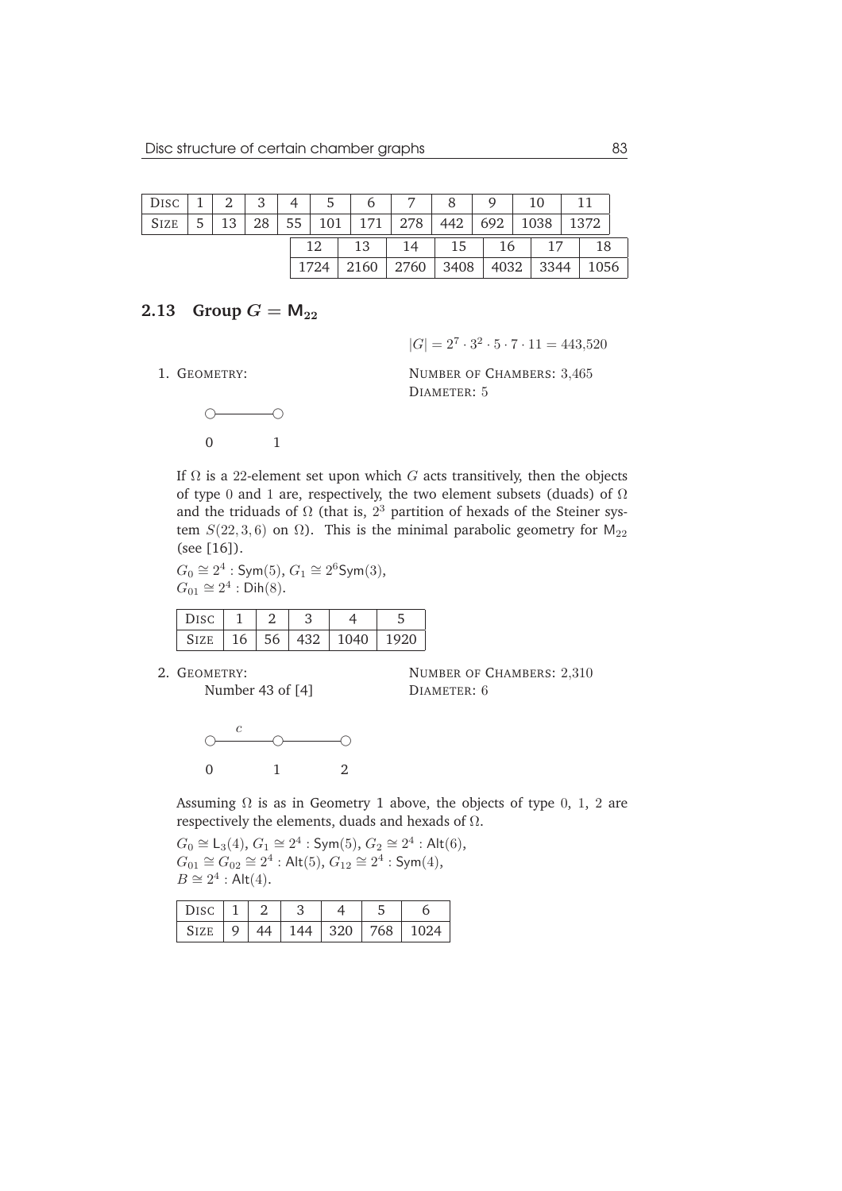| Disc | 1 | 2 | 3 | 4 | 5 | 6 | 7 | 8 | 9 | 10 | 11 | 12 | 13 | 14 | 15 | 16 | 17 | 18 |
|---|---|---|---|---|---|---|---|---|---|---|---|---|---|---|---|---|---|---|
| Size | 5 | 13 | 28 | 55 | 101 | 171 | 278 | 442 | 692 | 1038 | 1372 | 1724 | 2160 | 2760 | 3408 | 4032 | 3344 | 1056 |

## 2.13 Group $G = \mathsf{M}_{22}$

$|G| = 2^7 \cdot 3^2 \cdot 5 \cdot 7 \cdot 11 = 443{,}520$

1. Geometry:

   Number of Chambers: $3{,}465$
   Diameter: $5$

   ○———○
   0 &nbsp;&nbsp;&nbsp;&nbsp; 1

   If $\Omega$ is a 22-element set upon which $G$ acts transitively, then the objects of type $0$ and $1$ are, respectively, the two element subsets (duads) of $\Omega$ and the triduads of $\Omega$ (that is, $2^3$ partition of hexads of the Steiner system $S(22, 3, 6)$ on $\Omega$). This is the minimal parabolic geometry for $\mathsf{M}_{22}$ (see [16]).

   $G_0 \cong 2^4 : \mathsf{Sym}(5)$, $G_1 \cong 2^6\mathsf{Sym}(3)$,
   $G_{01} \cong 2^4 : \mathsf{Dih}(8)$.

   | Disc | 1 | 2 | 3 | 4 | 5 |
   |---|---|---|---|---|---|
   | Size | 16 | 56 | 432 | 1040 | 1920 |

2. Geometry:
   Number 43 of [4]

   Number of Chambers: $2{,}310$
   Diameter: $6$

   ○—$c$—○———○
   0 &nbsp;&nbsp;&nbsp;&nbsp; 1 &nbsp;&nbsp;&nbsp;&nbsp; 2

   Assuming $\Omega$ is as in Geometry 1 above, the objects of type $0$, $1$, $2$ are respectively the elements, duads and hexads of $\Omega$.

   $G_0 \cong \mathsf{L}_3(4)$, $G_1 \cong 2^4 : \mathsf{Sym}(5)$, $G_2 \cong 2^4 : \mathsf{Alt}(6)$,
   $G_{01} \cong G_{02} \cong 2^4 : \mathsf{Alt}(5)$, $G_{12} \cong 2^4 : \mathsf{Sym}(4)$,
   $B \cong 2^4 : \mathsf{Alt}(4)$.

   | Disc | 1 | 2 | 3 | 4 | 5 | 6 |
   |---|---|---|---|---|---|---|
   | Size | 9 | 44 | 144 | 320 | 768 | 1024 |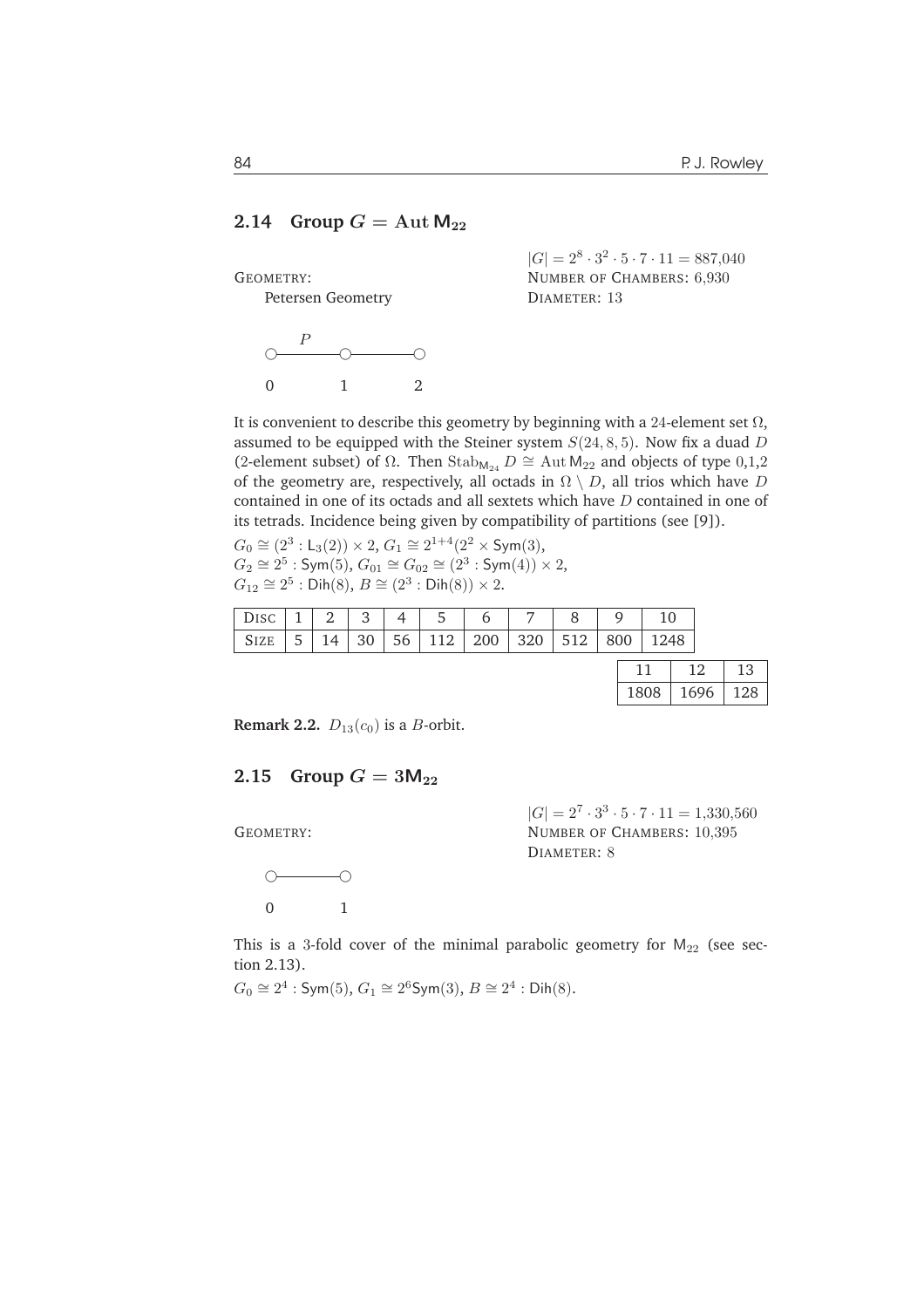## 2.14 Group $G = \text{Aut}\, \mathsf{M}_{22}$

$|G| = 2^8 \cdot 3^2 \cdot 5 \cdot 7 \cdot 11 = 887{,}040$
NUMBER OF CHAMBERS: 6,930
DIAMETER: 13

GEOMETRY:
Petersen Geometry

$P$
0 — 1 — 2

It is convenient to describe this geometry by beginning with a 24-element set $\Omega$, assumed to be equipped with the Steiner system $S(24, 8, 5)$. Now fix a duad $D$ (2-element subset) of $\Omega$. Then $\text{Stab}_{\mathsf{M}_{24}} D \cong \text{Aut}\, \mathsf{M}_{22}$ and objects of type 0,1,2 of the geometry are, respectively, all octads in $\Omega \setminus D$, all trios which have $D$ contained in one of its octads and all sextets which have $D$ contained in one of its tetrads. Incidence being given by compatibility of partitions (see [9]).

$G_0 \cong (2^3 : \mathsf{L}_3(2)) \times 2$, $G_1 \cong 2^{1+4}(2^2 \times \mathsf{Sym}(3)$,
$G_2 \cong 2^5 : \mathsf{Sym}(5)$, $G_{01} \cong G_{02} \cong (2^3 : \mathsf{Sym}(4)) \times 2$,
$G_{12} \cong 2^5 : \mathsf{Dih}(8)$, $B \cong (2^3 : \mathsf{Dih}(8)) \times 2$.

| DISC | 1 | 2 | 3 | 4 | 5 | 6 | 7 | 8 | 9 | 10 | 11 | 12 | 13 |
|---|---|---|---|---|---|---|---|---|---|---|---|---|---|
| SIZE | 5 | 14 | 30 | 56 | 112 | 200 | 320 | 512 | 800 | 1248 | 1808 | 1696 | 128 |

**Remark 2.2.** $D_{13}(c_0)$ is a $B$-orbit.

## 2.15 Group $G = 3\mathsf{M}_{22}$

$|G| = 2^7 \cdot 3^3 \cdot 5 \cdot 7 \cdot 11 = 1{,}330{,}560$
NUMBER OF CHAMBERS: 10,395
DIAMETER: 8

GEOMETRY:

0 — 1

This is a 3-fold cover of the minimal parabolic geometry for $\mathsf{M}_{22}$ (see section 2.13).

$G_0 \cong 2^4 : \mathsf{Sym}(5)$, $G_1 \cong 2^6\mathsf{Sym}(3)$, $B \cong 2^4 : \mathsf{Dih}(8)$.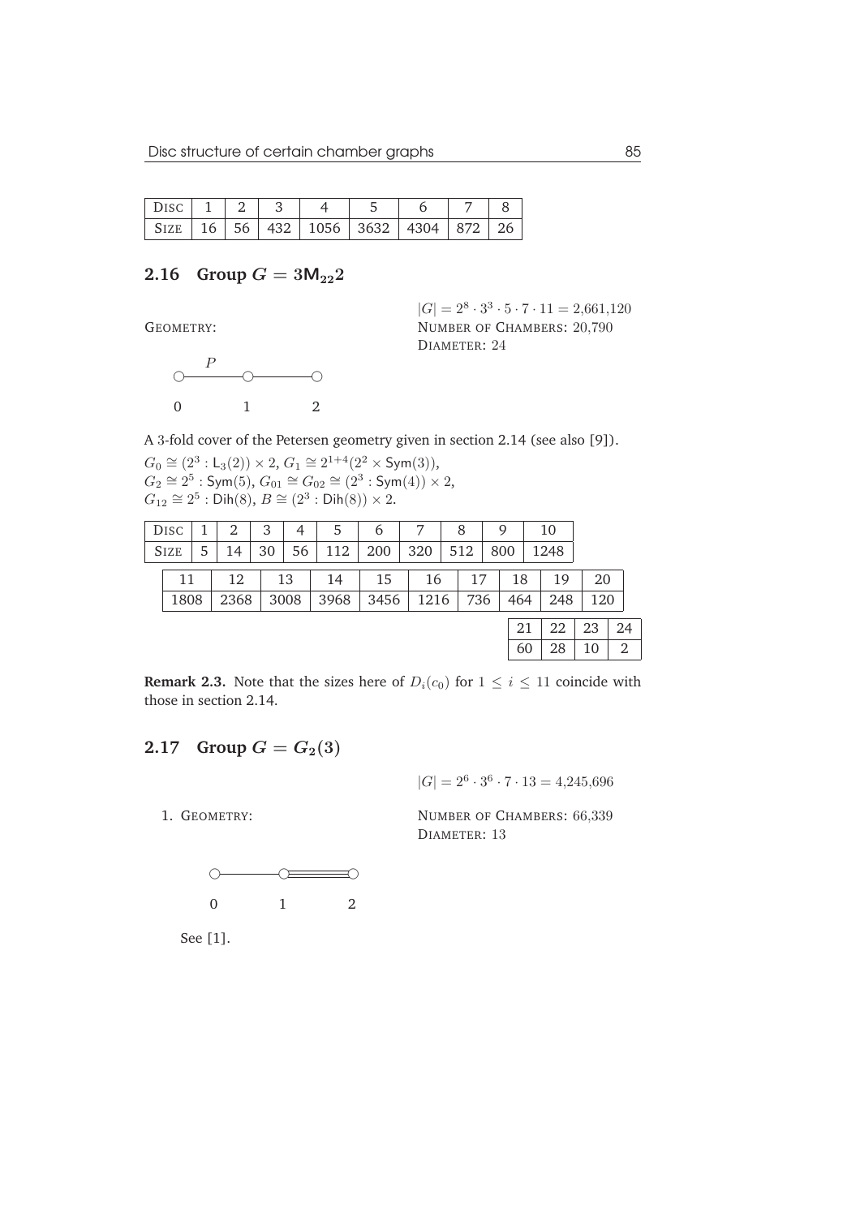| Disc | 1 | 2 | 3 | 4 | 5 | 6 | 7 | 8 |
|---|---|---|---|---|---|---|---|---|
| Size | 16 | 56 | 432 | 1056 | 3632 | 4304 | 872 | 26 |

## 2.16 Group $G = 3\mathsf{M}_{22}2$

$|G| = 2^8 \cdot 3^3 \cdot 5 \cdot 7 \cdot 11 = 2{,}661{,}120$

Number of Chambers: 20,790

Diameter: 24

Geometry:

```
   P
○------○------○
0      1      2
```

A 3-fold cover of the Petersen geometry given in section 2.14 (see also [9]).

$G_0 \cong (2^3 : \mathsf{L}_3(2)) \times 2$, $G_1 \cong 2^{1+4}(2^2 \times \mathsf{Sym}(3))$,
$G_2 \cong 2^5 : \mathsf{Sym}(5)$, $G_{01} \cong G_{02} \cong (2^3 : \mathsf{Sym}(4)) \times 2$,
$G_{12} \cong 2^5 : \mathsf{Dih}(8)$, $B \cong (2^3 : \mathsf{Dih}(8)) \times 2$.

| Disc | 1 | 2 | 3 | 4 | 5 | 6 | 7 | 8 | 9 | 10 | 11 | 12 | 13 | 14 | 15 | 16 | 17 | 18 | 19 | 20 | 21 | 22 | 23 | 24 |
|---|---|---|---|---|---|---|---|---|---|---|---|---|---|---|---|---|---|---|---|---|---|---|---|---|
| Size | 5 | 14 | 30 | 56 | 112 | 200 | 320 | 512 | 800 | 1248 | 1808 | 2368 | 3008 | 3968 | 3456 | 1216 | 736 | 464 | 248 | 120 | 60 | 28 | 10 | 2 |

**Remark 2.3.** Note that the sizes here of $D_i(c_0)$ for $1 \leq i \leq 11$ coincide with those in section 2.14.

## 2.17 Group $G = G_2(3)$

$|G| = 2^6 \cdot 3^6 \cdot 7 \cdot 13 = 4{,}245{,}696$

1. Geometry:

Number of Chambers: 66,339

Diameter: 13

```
○------○======○
0      1      2
```

See [1].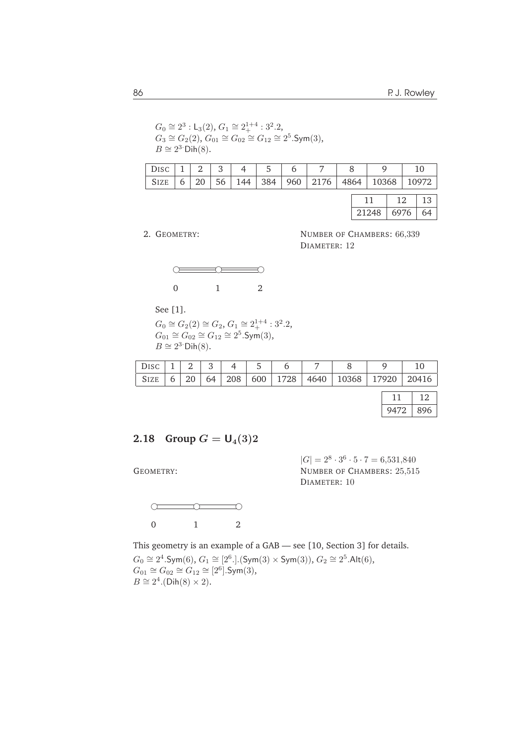$G_0 \cong 2^3 : \mathsf{L}_3(2)$, $G_1 \cong 2_+^{1+4} : 3^2.2$,
$G_3 \cong G_2(2)$, $G_{01} \cong G_{02} \cong G_{12} \cong 2^5.\mathsf{Sym}(3)$,
$B \cong 2^{3\cdot}\mathsf{Dih}(8)$.

| DISC | 1 | 2 | 3 | 4 | 5 | 6 | 7 | 8 | 9 | 10 | 11 | 12 | 13 |
|---|---|---|---|---|---|---|---|---|---|---|---|---|---|
| SIZE | 6 | 20 | 56 | 144 | 384 | 960 | 2176 | 4864 | 10368 | 10972 | 21248 | 6976 | 64 |

2. GEOMETRY:

NUMBER OF CHAMBERS: 66,339
DIAMETER: 12

0 1 2

See [1].

$G_0 \cong G_2(2) \cong G_2$, $G_1 \cong 2_+^{1+4} : 3^2.2$,
$G_{01} \cong G_{02} \cong G_{12} \cong 2^5.\mathsf{Sym}(3)$,
$B \cong 2^{3\cdot}\mathsf{Dih}(8)$.

| DISC | 1 | 2 | 3 | 4 | 5 | 6 | 7 | 8 | 9 | 10 | 11 | 12 |
|---|---|---|---|---|---|---|---|---|---|---|---|---|
| SIZE | 6 | 20 | 64 | 208 | 600 | 1728 | 4640 | 10368 | 17920 | 20416 | 9472 | 896 |

## 2.18 Group $G = \mathsf{U}_4(3)2$

$|G| = 2^8 \cdot 3^6 \cdot 5 \cdot 7 = 6{,}531{,}840$

GEOMETRY:

NUMBER OF CHAMBERS: 25,515
DIAMETER: 10

0 1 2

This geometry is an example of a GAB — see [10, Section 3] for details.

$G_0 \cong 2^4.\mathsf{Sym}(6)$, $G_1 \cong [2^6.].(\mathsf{Sym}(3) \times \mathsf{Sym}(3))$, $G_2 \cong 2^5.\mathsf{Alt}(6)$,
$G_{01} \cong G_{02} \cong G_{12} \cong [2^6].\mathsf{Sym}(3)$,
$B \cong 2^4.(\mathsf{Dih}(8) \times 2)$.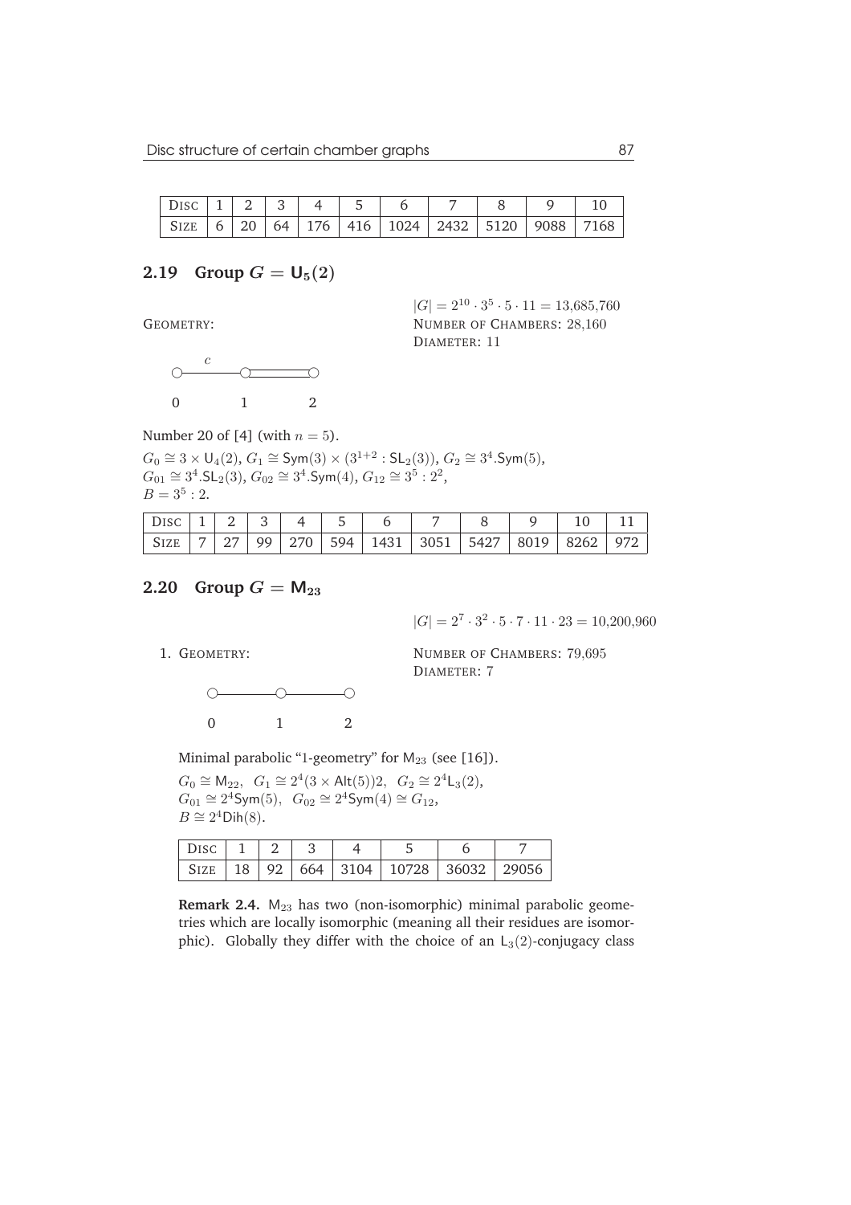| Disc | 1 | 2 | 3 | 4 | 5 | 6 | 7 | 8 | 9 | 10 |
|---|---|---|---|---|---|---|---|---|---|---|
| Size | 6 | 20 | 64 | 176 | 416 | 1024 | 2432 | 5120 | 9088 | 7168 |

## 2.19 Group $G = \mathsf{U}_5(2)$

$|G| = 2^{10} \cdot 3^5 \cdot 5 \cdot 11 = 13{,}685{,}760$

Geometry:

Number of Chambers: 28,160
Diameter: 11

$c$

0 1 2

Number 20 of [4] (with $n = 5$).

$G_0 \cong 3 \times \mathsf{U}_4(2)$, $G_1 \cong \mathsf{Sym}(3) \times (3^{1+2} : \mathsf{SL}_2(3))$, $G_2 \cong 3^4.\mathsf{Sym}(5)$,
$G_{01} \cong 3^4.\mathsf{SL}_2(3)$, $G_{02} \cong 3^4.\mathsf{Sym}(4)$, $G_{12} \cong 3^5 : 2^2$,
$B = 3^5 : 2$.

| Disc | 1 | 2 | 3 | 4 | 5 | 6 | 7 | 8 | 9 | 10 | 11 |
|---|---|---|---|---|---|---|---|---|---|---|---|
| Size | 7 | 27 | 99 | 270 | 594 | 1431 | 3051 | 5427 | 8019 | 8262 | 972 |

## 2.20 Group $G = \mathsf{M}_{23}$

$|G| = 2^7 \cdot 3^2 \cdot 5 \cdot 7 \cdot 11 \cdot 23 = 10{,}200{,}960$

1. Geometry:

Number of Chambers: 79,695
Diameter: 7

0 1 2

Minimal parabolic "1-geometry" for $\mathsf{M}_{23}$ (see [16]).

$G_0 \cong \mathsf{M}_{22}$, $G_1 \cong 2^4(3 \times \mathsf{Alt}(5))2$, $G_2 \cong 2^4\mathsf{L}_3(2)$,
$G_{01} \cong 2^4\mathsf{Sym}(5)$, $G_{02} \cong 2^4\mathsf{Sym}(4) \cong G_{12}$,
$B \cong 2^4\mathsf{Dih}(8)$.

| Disc | 1 | 2 | 3 | 4 | 5 | 6 | 7 |
|---|---|---|---|---|---|---|---|
| Size | 18 | 92 | 664 | 3104 | 10728 | 36032 | 29056 |

**Remark 2.4.** $\mathsf{M}_{23}$ has two (non-isomorphic) minimal parabolic geometries which are locally isomorphic (meaning all their residues are isomorphic). Globally they differ with the choice of an $\mathsf{L}_3(2)$-conjugacy class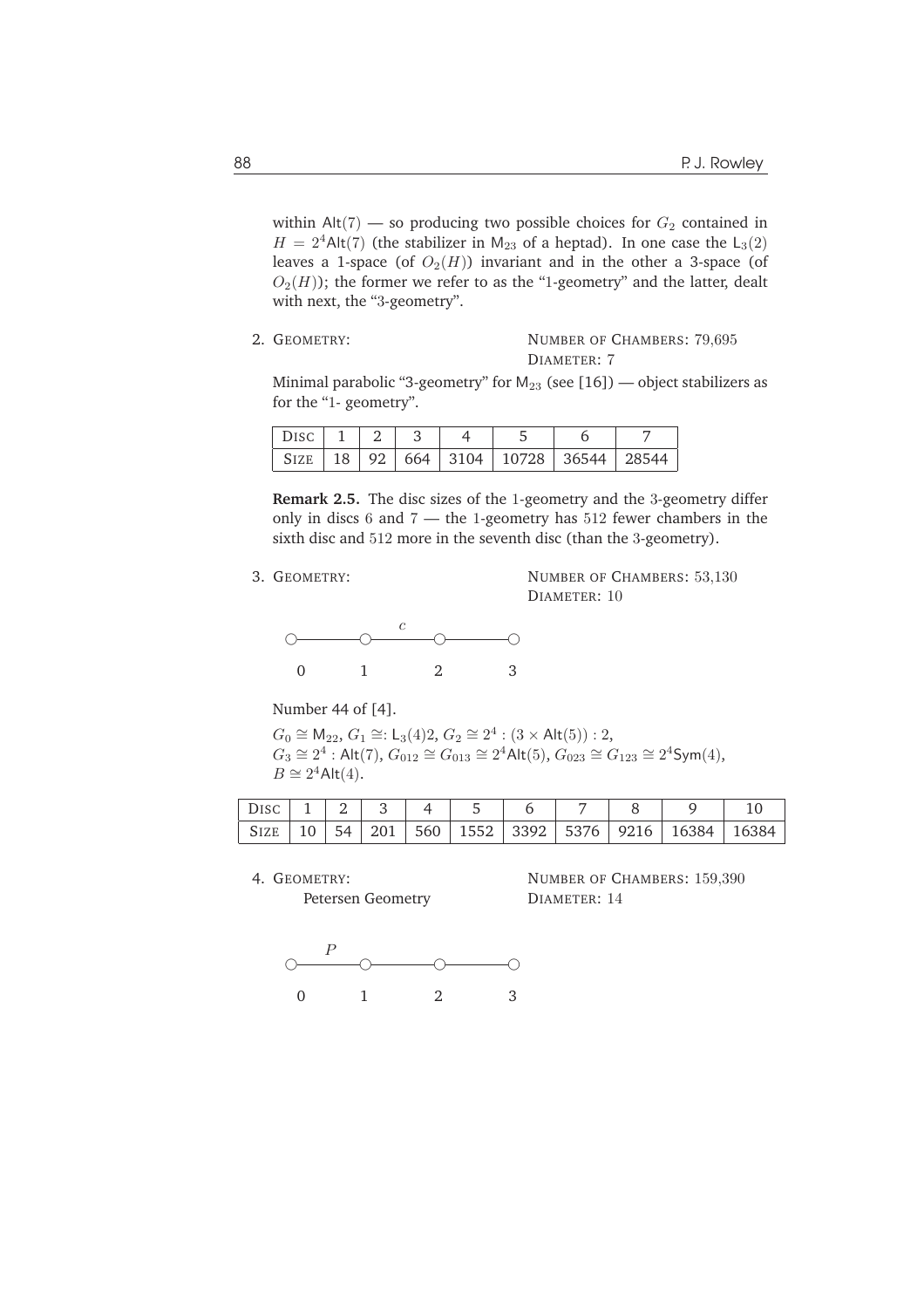within $\mathsf{Alt}(7)$ — so producing two possible choices for $G_2$ contained in $H = 2^4\mathsf{Alt}(7)$ (the stabilizer in $\mathsf{M}_{23}$ of a heptad). In one case the $\mathsf{L}_3(2)$ leaves a 1-space (of $O_2(H)$) invariant and in the other a 3-space (of $O_2(H)$); the former we refer to as the "1-geometry" and the latter, dealt with next, the "3-geometry".

2. GEOMETRY: NUMBER OF CHAMBERS: 79,695
DIAMETER: 7

Minimal parabolic "3-geometry" for $\mathsf{M}_{23}$ (see [16]) — object stabilizers as for the "1- geometry".

| DISC | 1 | 2 | 3 | 4 | 5 | 6 | 7 |
|---|---|---|---|---|---|---|---|
| SIZE | 18 | 92 | 664 | 3104 | 10728 | 36544 | 28544 |

**Remark 2.5.** The disc sizes of the 1-geometry and the 3-geometry differ only in discs 6 and 7 — the 1-geometry has 512 fewer chambers in the sixth disc and 512 more in the seventh disc (than the 3-geometry).

3. GEOMETRY: NUMBER OF CHAMBERS: 53,130
DIAMETER: 10

(Diagram: nodes 0 — 1 —$c$— 2 — 3)

Number 44 of [4].

$G_0 \cong \mathsf{M}_{22}$, $G_1 \cong: \mathsf{L}_3(4)2$, $G_2 \cong 2^4 : (3 \times \mathsf{Alt}(5)) : 2$,
$G_3 \cong 2^4 : \mathsf{Alt}(7)$, $G_{012} \cong G_{013} \cong 2^4\mathsf{Alt}(5)$, $G_{023} \cong G_{123} \cong 2^4\mathsf{Sym}(4)$,
$B \cong 2^4\mathsf{Alt}(4)$.

| DISC | 1 | 2 | 3 | 4 | 5 | 6 | 7 | 8 | 9 | 10 |
|---|---|---|---|---|---|---|---|---|---|---|
| SIZE | 10 | 54 | 201 | 560 | 1552 | 3392 | 5376 | 9216 | 16384 | 16384 |

4. GEOMETRY: Petersen Geometry NUMBER OF CHAMBERS: 159,390
DIAMETER: 14

(Diagram: nodes 0 —$P$— 1 — 2 — 3)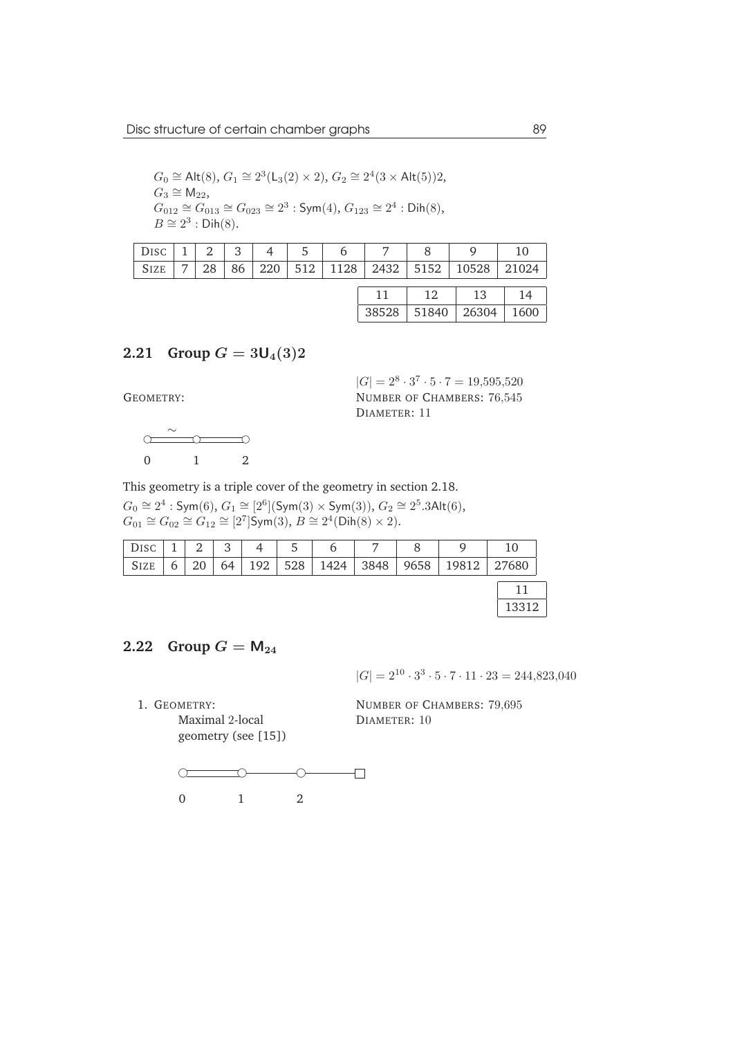$G_0 \cong \mathsf{Alt}(8)$, $G_1 \cong 2^3(\mathsf{L}_3(2) \times 2)$, $G_2 \cong 2^4(3 \times \mathsf{Alt}(5))2$,
$G_3 \cong \mathsf{M}_{22}$,
$G_{012} \cong G_{013} \cong G_{023} \cong 2^3 : \mathsf{Sym}(4)$, $G_{123} \cong 2^4 : \mathsf{Dih}(8)$,
$B \cong 2^3 : \mathsf{Dih}(8)$.

| DISC | 1 | 2 | 3 | 4 | 5 | 6 | 7 | 8 | 9 | 10 | 11 | 12 | 13 | 14 |
|---|---|---|---|---|---|---|---|---|---|---|---|---|---|---|
| SIZE | 7 | 28 | 86 | 220 | 512 | 1128 | 2432 | 5152 | 10528 | 21024 | 38528 | 51840 | 26304 | 1600 |

## 2.21 Group $G = 3\mathsf{U}_4(3)2$

$|G| = 2^8 \cdot 3^7 \cdot 5 \cdot 7 = 19{,}595{,}520$

GEOMETRY:

NUMBER OF CHAMBERS: 76,545

DIAMETER: 11

This geometry is a triple cover of the geometry in section 2.18.

$G_0 \cong 2^4 : \mathsf{Sym}(6)$, $G_1 \cong [2^6](\mathsf{Sym}(3) \times \mathsf{Sym}(3))$, $G_2 \cong 2^5.3\mathsf{Alt}(6)$,
$G_{01} \cong G_{02} \cong G_{12} \cong [2^7]\mathsf{Sym}(3)$, $B \cong 2^4(\mathsf{Dih}(8) \times 2)$.

| DISC | 1 | 2 | 3 | 4 | 5 | 6 | 7 | 8 | 9 | 10 | 11 |
|---|---|---|---|---|---|---|---|---|---|---|---|
| SIZE | 6 | 20 | 64 | 192 | 528 | 1424 | 3848 | 9658 | 19812 | 27680 | 13312 |

## 2.22 Group $G = \mathsf{M}_{24}$

$|G| = 2^{10} \cdot 3^3 \cdot 5 \cdot 7 \cdot 11 \cdot 23 = 244{,}823{,}040$

1. GEOMETRY:
   Maximal 2-local geometry (see [15])

   NUMBER OF CHAMBERS: 79,695

   DIAMETER: 10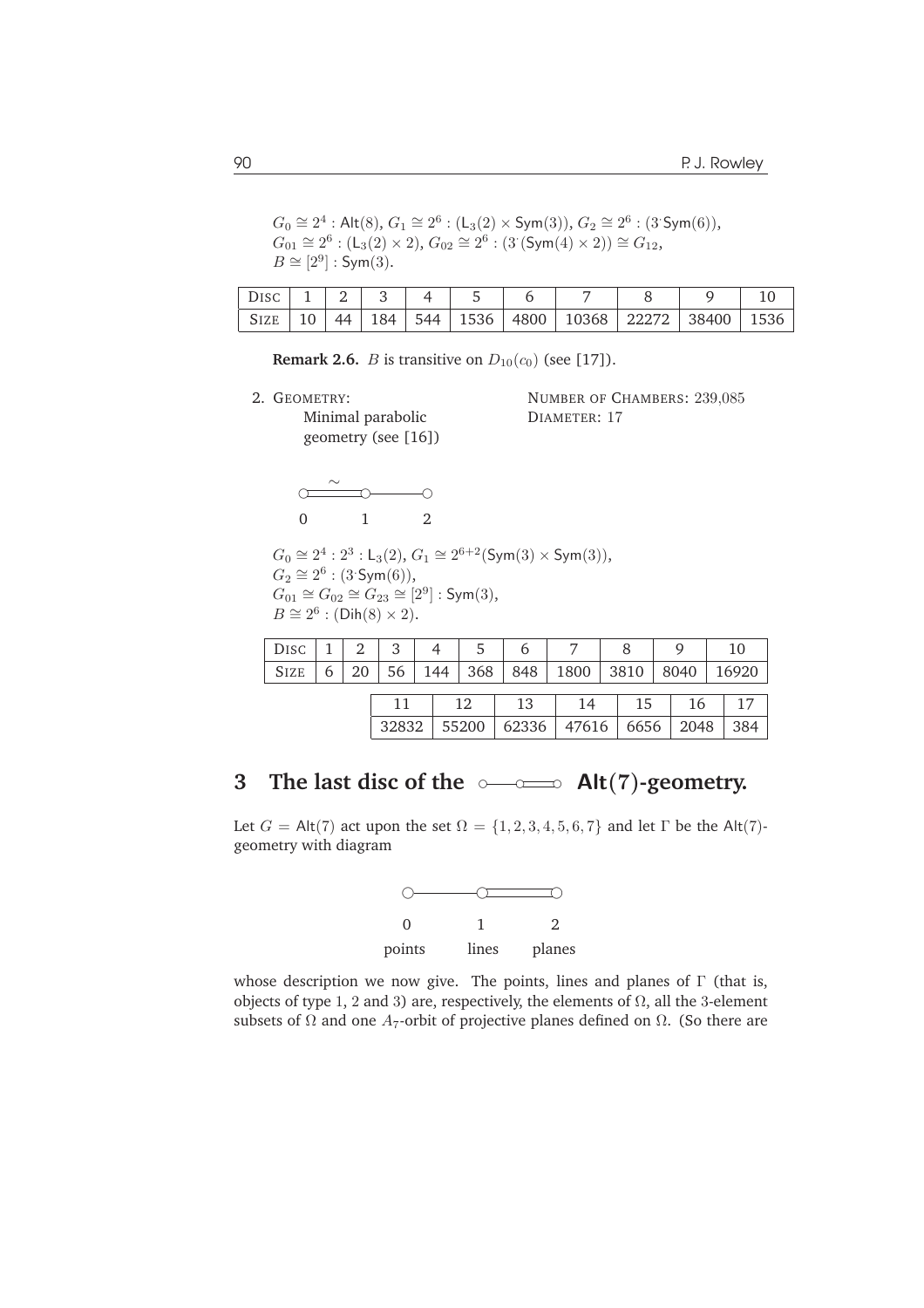$G_0 \cong 2^4 : \mathsf{Alt}(8)$, $G_1 \cong 2^6 : (\mathsf{L}_3(2) \times \mathsf{Sym}(3))$, $G_2 \cong 2^6 : (3^{\cdot}\mathsf{Sym}(6))$,
$G_{01} \cong 2^6 : (\mathsf{L}_3(2) \times 2)$, $G_{02} \cong 2^6 : (3^{\cdot}(\mathsf{Sym}(4) \times 2)) \cong G_{12}$,
$B \cong [2^9] : \mathsf{Sym}(3)$.

| DISC | 1 | 2 | 3 | 4 | 5 | 6 | 7 | 8 | 9 | 10 |
|---|---|---|---|---|---|---|---|---|---|---|
| SIZE | 10 | 44 | 184 | 544 | 1536 | 4800 | 10368 | 22272 | 38400 | 1536 |

**Remark 2.6.** $B$ is transitive on $D_{10}(c_0)$ (see [17]).

2. GEOMETRY:
   Minimal parabolic geometry (see [16])

   NUMBER OF CHAMBERS: 239,085
   DIAMETER: 17

$G_0 \cong 2^4 : 2^3 : \mathsf{L}_3(2)$, $G_1 \cong 2^{6+2}(\mathsf{Sym}(3) \times \mathsf{Sym}(3))$,
$G_2 \cong 2^6 : (3^{\cdot}\mathsf{Sym}(6))$,
$G_{01} \cong G_{02} \cong G_{23} \cong [2^9] : \mathsf{Sym}(3)$,
$B \cong 2^6 : (\mathsf{Dih}(8) \times 2)$.

| DISC | 1 | 2 | 3 | 4 | 5 | 6 | 7 | 8 | 9 | 10 | 11 | 12 | 13 | 14 | 15 | 16 | 17 |
|---|---|---|---|---|---|---|---|---|---|---|---|---|---|---|---|---|---|
| SIZE | 6 | 20 | 56 | 144 | 368 | 848 | 1800 | 3810 | 8040 | 16920 | 32832 | 55200 | 62336 | 47616 | 6656 | 2048 | 384 |

## 3 The last disc of the $\mathsf{Alt}(7)$-geometry.

Let $G = \mathsf{Alt}(7)$ act upon the set $\Omega = \{1, 2, 3, 4, 5, 6, 7\}$ and let $\Gamma$ be the $\mathsf{Alt}(7)$-geometry with diagram

0 points, 1 lines, 2 planes

whose description we now give. The points, lines and planes of $\Gamma$ (that is, objects of type 1, 2 and 3) are, respectively, the elements of $\Omega$, all the 3-element subsets of $\Omega$ and one $A_7$-orbit of projective planes defined on $\Omega$. (So there are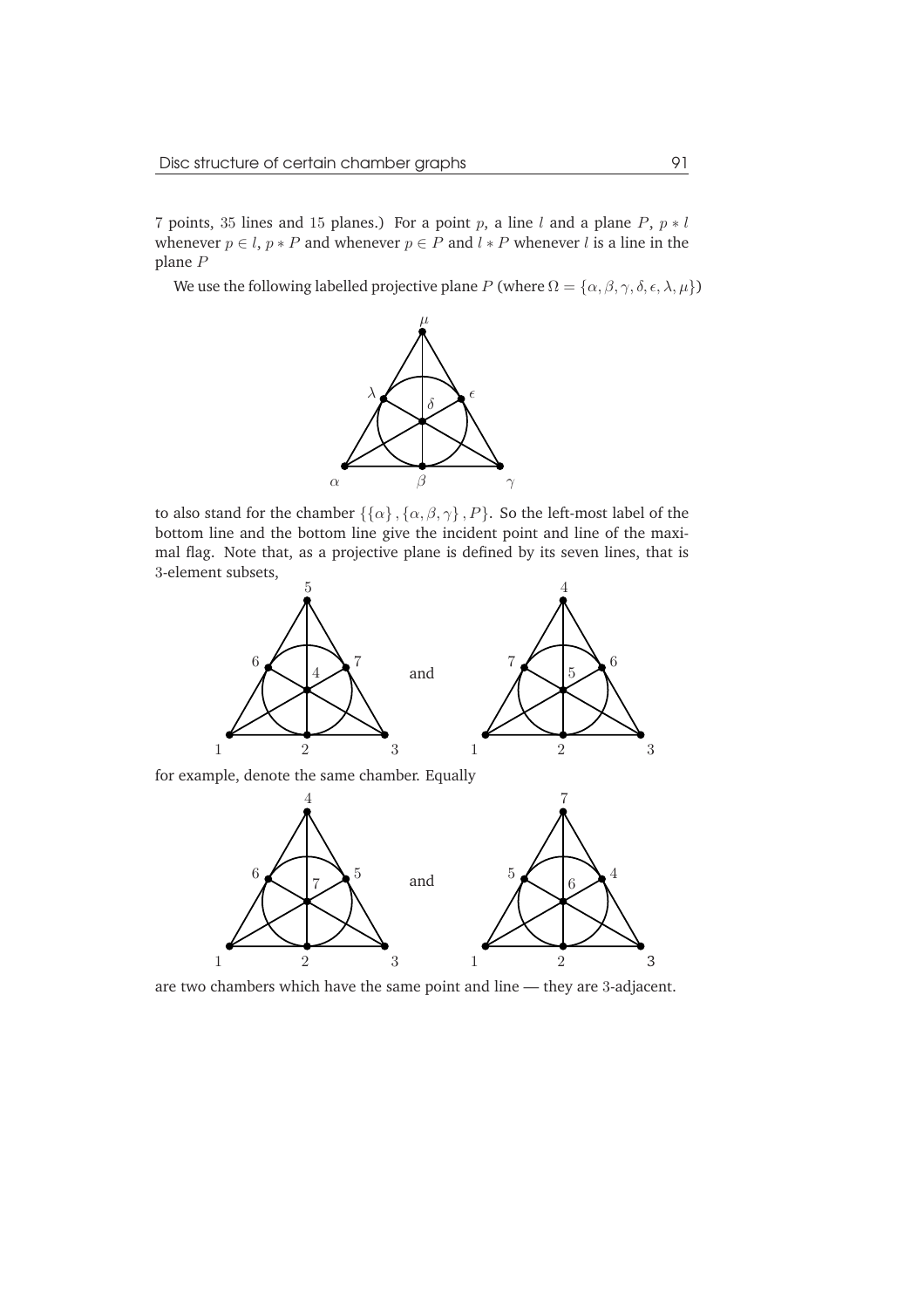7 points, 35 lines and 15 planes.) For a point $p$, a line $l$ and a plane $P$, $p * l$ whenever $p \in l$, $p * P$ and whenever $p \in P$ and $l * P$ whenever $l$ is a line in the plane $P$

We use the following labelled projective plane $P$ (where $\Omega = \{\alpha, \beta, \gamma, \delta, \epsilon, \lambda, \mu\}$)

to also stand for the chamber $\{\{\alpha\}, \{\alpha, \beta, \gamma\}, P\}$. So the left-most label of the bottom line and the bottom line give the incident point and line of the maximal flag. Note that, as a projective plane is defined by its seven lines, that is 3-element subsets,

for example, denote the same chamber. Equally

are two chambers which have the same point and line — they are 3-adjacent.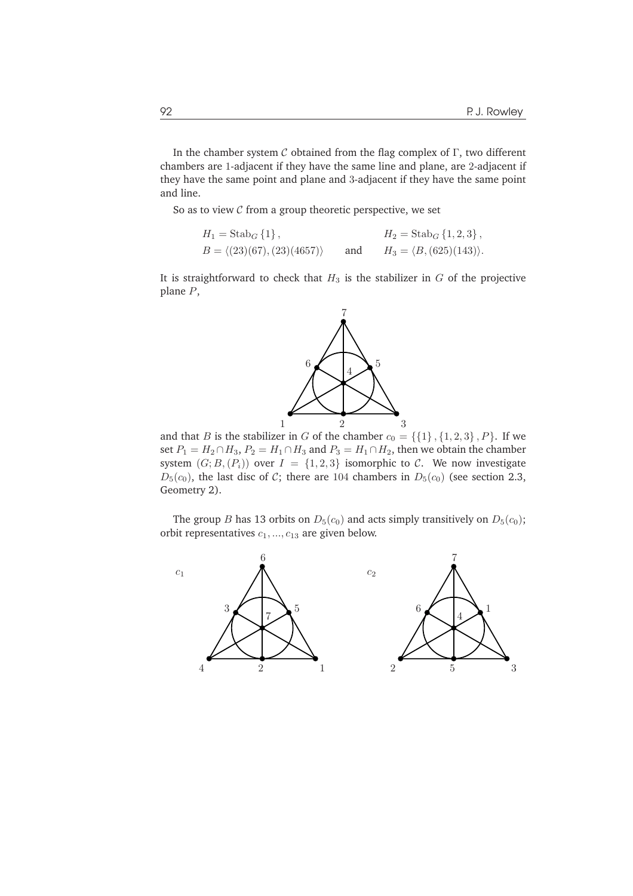In the chamber system $\mathcal{C}$ obtained from the flag complex of $\Gamma$, two different chambers are 1-adjacent if they have the same line and plane, are 2-adjacent if they have the same point and plane and 3-adjacent if they have the same point and line.

So as to view $\mathcal{C}$ from a group theoretic perspective, we set

$$H_1 = \mathrm{Stab}_G \{1\}, \qquad H_2 = \mathrm{Stab}_G \{1,2,3\},$$
$$B = \langle (23)(67), (23)(4657) \rangle \quad \text{and} \quad H_3 = \langle B, (625)(143) \rangle.$$

It is straightforward to check that $H_3$ is the stabilizer in $G$ of the projective plane $P$,

and that $B$ is the stabilizer in $G$ of the chamber $c_0 = \{\{1\}, \{1,2,3\}, P\}$. If we set $P_1 = H_2 \cap H_3$, $P_2 = H_1 \cap H_3$ and $P_3 = H_1 \cap H_2$, then we obtain the chamber system $(G; B, (P_i))$ over $I = \{1,2,3\}$ isomorphic to $\mathcal{C}$. We now investigate $D_5(c_0)$, the last disc of $\mathcal{C}$; there are 104 chambers in $D_5(c_0)$ (see section 2.3, Geometry 2).

The group $B$ has 13 orbits on $D_5(c_0)$ and acts simply transitively on $D_5(c_0)$; orbit representatives $c_1, \ldots, c_{13}$ are given below.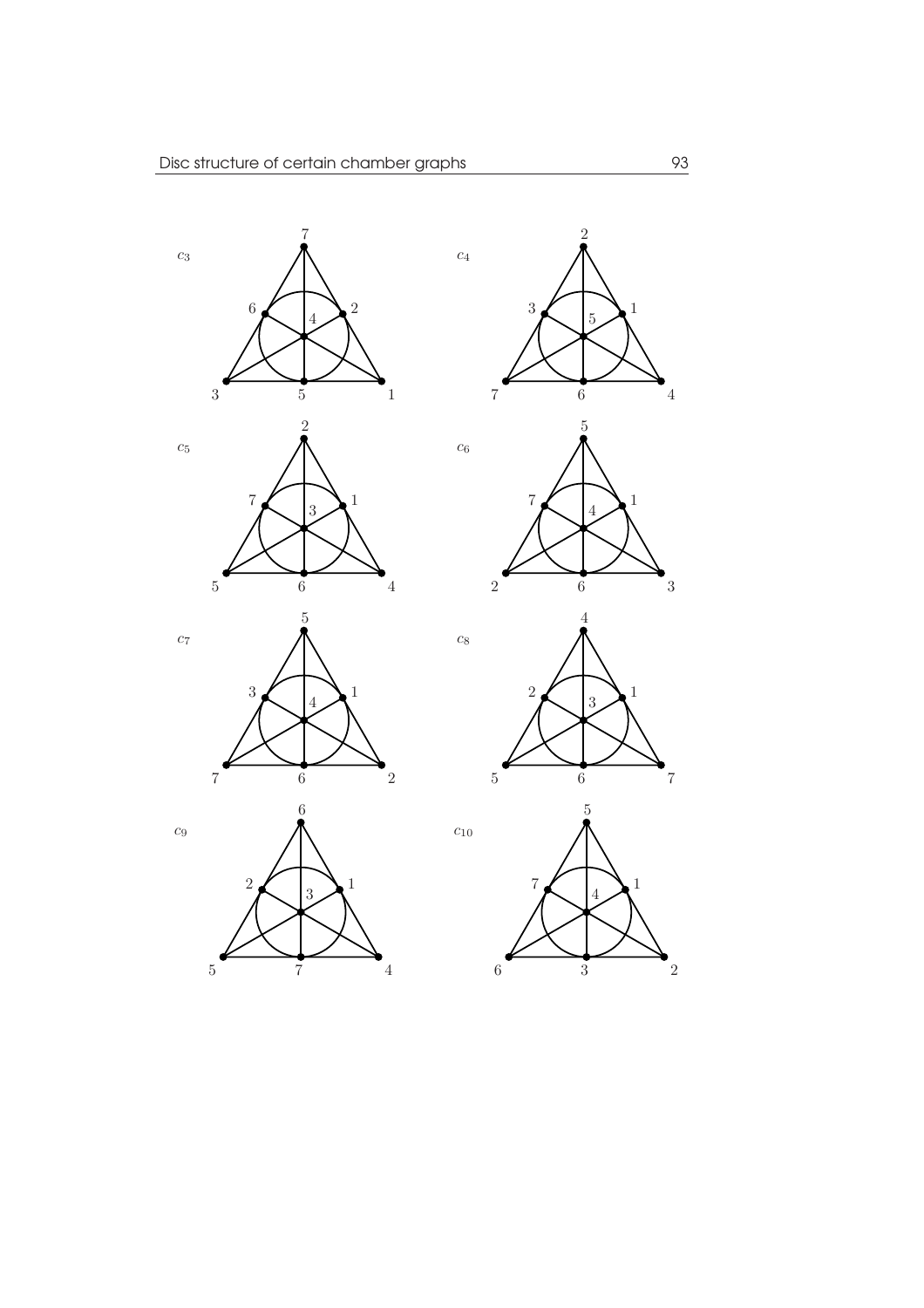$c_3$

$c_4$

$c_5$

$c_6$

$c_7$

$c_8$

$c_9$

$c_{10}$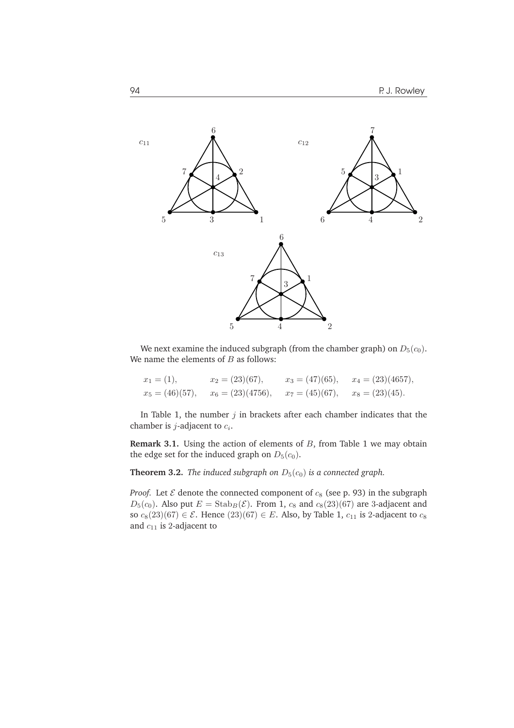We next examine the induced subgraph (from the chamber graph) on $D_5(c_0)$. We name the elements of $B$ as follows:

$$x_1 = (1), \qquad x_2 = (23)(67), \qquad x_3 = (47)(65), \qquad x_4 = (23)(4657),$$
$$x_5 = (46)(57), \qquad x_6 = (23)(4756), \qquad x_7 = (45)(67), \qquad x_8 = (23)(45).$$

In Table 1, the number $j$ in brackets after each chamber indicates that the chamber is $j$-adjacent to $c_i$.

**Remark 3.1.** Using the action of elements of $B$, from Table 1 we may obtain the edge set for the induced graph on $D_5(c_0)$.

**Theorem 3.2.** *The induced subgraph on $D_5(c_0)$ is a connected graph.*

*Proof.* Let $\mathcal{E}$ denote the connected component of $c_8$ (see p. 93) in the subgraph $D_5(c_0)$. Also put $E = \mathrm{Stab}_B(\mathcal{E})$. From 1, $c_8$ and $c_8(23)(67)$ are 3-adjacent and so $c_8(23)(67) \in \mathcal{E}$. Hence $(23)(67) \in E$. Also, by Table 1, $c_{11}$ is 2-adjacent to $c_8$ and $c_{11}$ is 2-adjacent to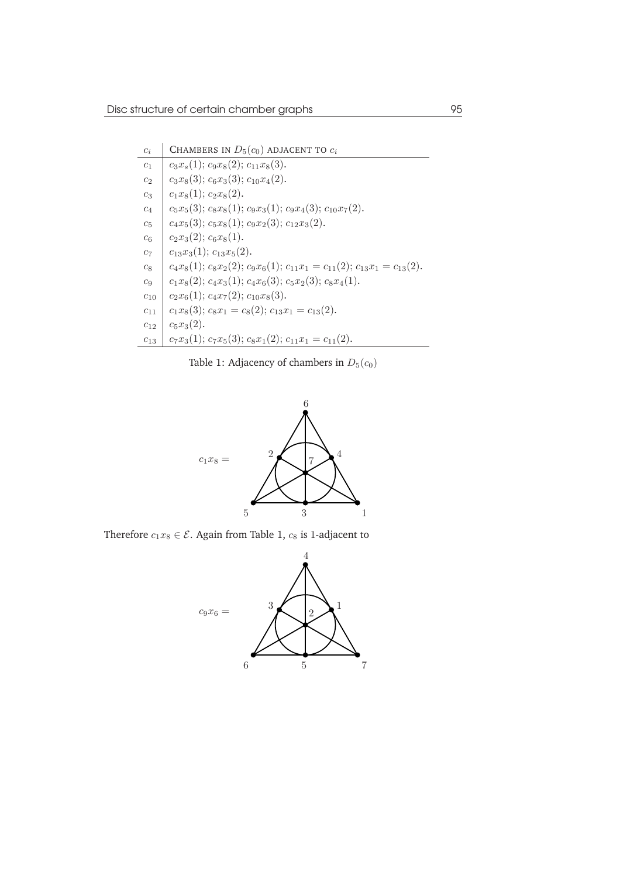| $c_i$ | Chambers in $D_5(c_0)$ adjacent to $c_i$ |
|---|---|
| $c_1$ | $c_3x_s(1)$; $c_9x_8(2)$; $c_{11}x_8(3)$. |
| $c_2$ | $c_3x_8(3)$; $c_6x_3(3)$; $c_{10}x_4(2)$. |
| $c_3$ | $c_1x_8(1)$; $c_2x_8(2)$. |
| $c_4$ | $c_5x_5(3)$; $c_8x_8(1)$; $c_9x_3(1)$; $c_9x_4(3)$; $c_{10}x_7(2)$. |
| $c_5$ | $c_4x_5(3)$; $c_5x_8(1)$; $c_9x_2(3)$; $c_{12}x_3(2)$. |
| $c_6$ | $c_2x_3(2)$; $c_6x_8(1)$. |
| $c_7$ | $c_{13}x_3(1)$; $c_{13}x_5(2)$. |
| $c_8$ | $c_4x_8(1)$; $c_8x_2(2)$; $c_9x_6(1)$; $c_{11}x_1 = c_{11}(2)$; $c_{13}x_1 = c_{13}(2)$. |
| $c_9$ | $c_1x_8(2)$; $c_4x_3(1)$; $c_4x_6(3)$; $c_5x_2(3)$; $c_8x_4(1)$. |
| $c_{10}$ | $c_2x_6(1)$; $c_4x_7(2)$; $c_{10}x_8(3)$. |
| $c_{11}$ | $c_1x_8(3)$; $c_8x_1 = c_8(2)$; $c_{13}x_1 = c_{13}(2)$. |
| $c_{12}$ | $c_5x_3(2)$. |
| $c_{13}$ | $c_7x_3(1)$; $c_7x_5(3)$; $c_8x_1(2)$; $c_{11}x_1 = c_{11}(2)$. |

Table 1: Adjacency of chambers in $D_5(c_0)$

$c_1x_8 =$

Therefore $c_1x_8 \in \mathcal{E}$. Again from Table 1, $c_8$ is 1-adjacent to

$c_9x_6 =$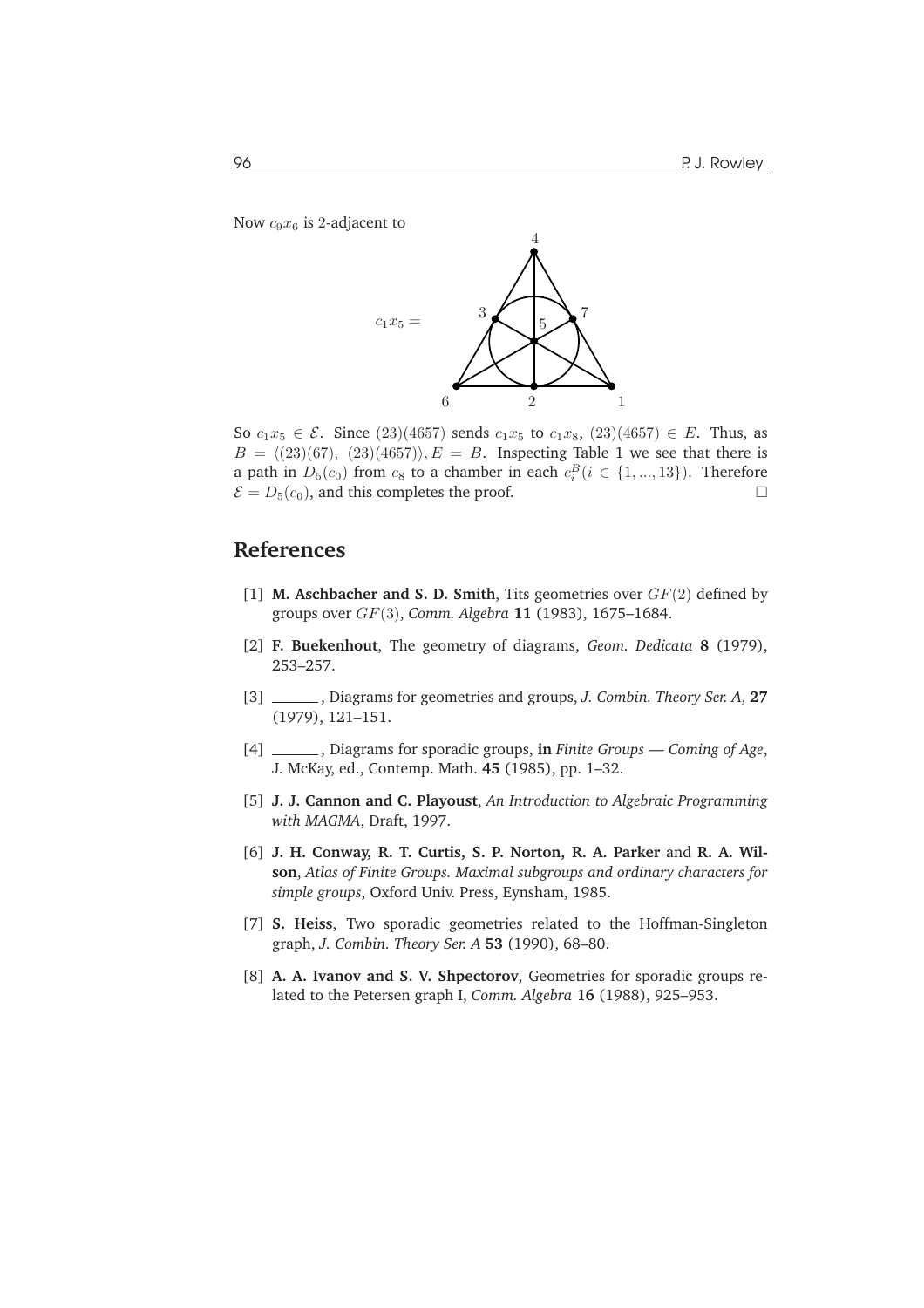Now $c_9x_6$ is 2-adjacent to

$c_1x_5 =$

So $c_1x_5 \in \mathcal{E}$. Since $(23)(4657)$ sends $c_1x_5$ to $c_1x_8$, $(23)(4657) \in E$. Thus, as $B = \langle(23)(67),\ (23)(4657)\rangle, E = B$. Inspecting Table 1 we see that there is a path in $D_5(c_0)$ from $c_8$ to a chamber in each $c_i^B (i \in \{1, ..., 13\})$. Therefore $\mathcal{E} = D_5(c_0)$, and this completes the proof. □

## References

[1] **M. Aschbacher and S. D. Smith**, Tits geometries over $GF(2)$ defined by groups over $GF(3)$, *Comm. Algebra* **11** (1983), 1675–1684.

[2] **F. Buekenhout**, The geometry of diagrams, *Geom. Dedicata* **8** (1979), 253–257.

[3] ______, Diagrams for geometries and groups, *J. Combin. Theory Ser. A*, **27** (1979), 121–151.

[4] ______, Diagrams for sporadic groups, **in** *Finite Groups — Coming of Age*, J. McKay, ed., Contemp. Math. **45** (1985), pp. 1–32.

[5] **J. J. Cannon and C. Playoust**, *An Introduction to Algebraic Programming with MAGMA*, Draft, 1997.

[6] **J. H. Conway, R. T. Curtis, S. P. Norton, R. A. Parker** and **R. A. Wilson**, *Atlas of Finite Groups. Maximal subgroups and ordinary characters for simple groups*, Oxford Univ. Press, Eynsham, 1985.

[7] **S. Heiss**, Two sporadic geometries related to the Hoffman-Singleton graph, *J. Combin. Theory Ser. A* **53** (1990), 68–80.

[8] **A. A. Ivanov and S. V. Shpectorov**, Geometries for sporadic groups related to the Petersen graph I, *Comm. Algebra* **16** (1988), 925–953.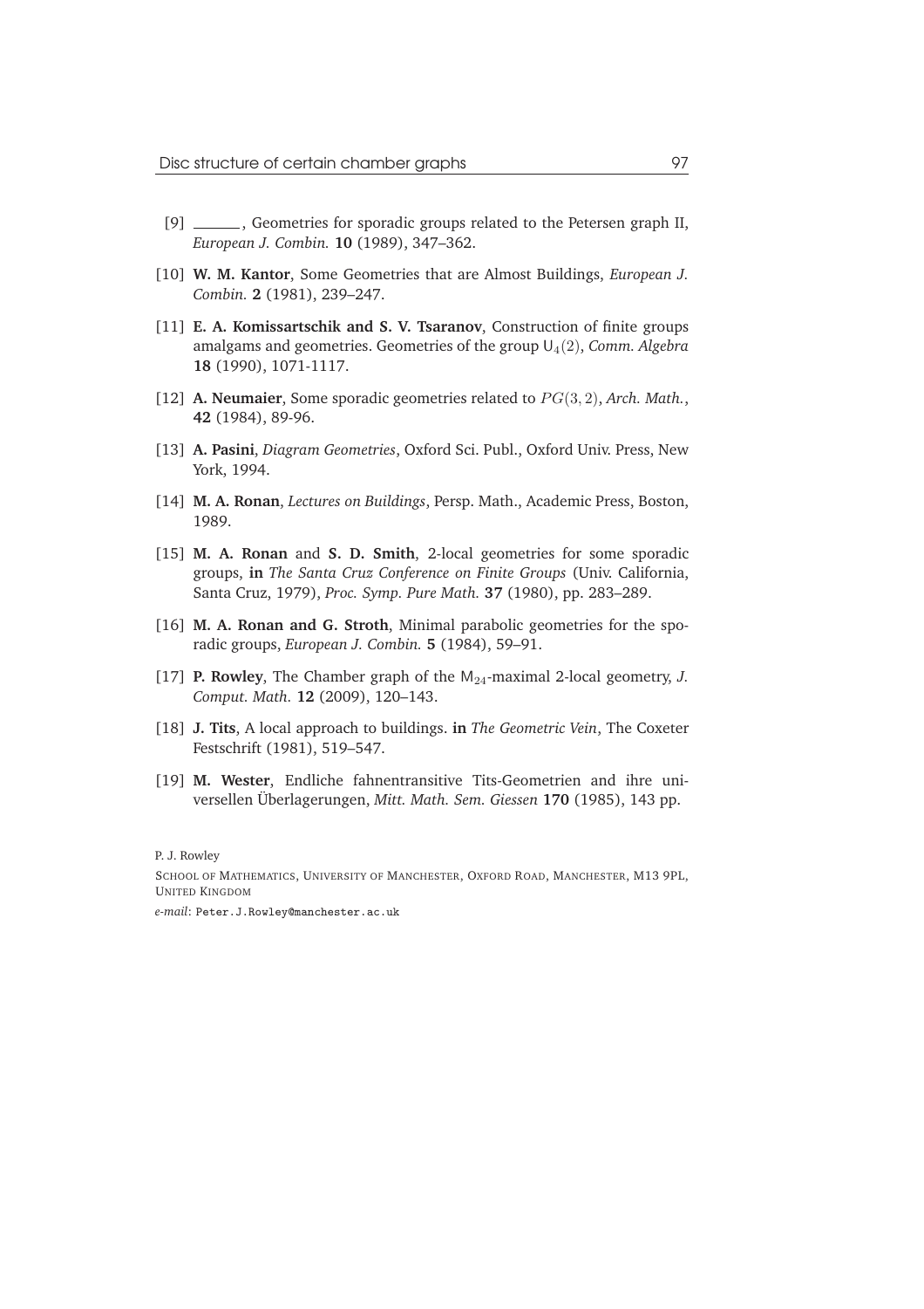[9] ______, Geometries for sporadic groups related to the Petersen graph II, *European J. Combin.* **10** (1989), 347–362.

[10] **W. M. Kantor**, Some Geometries that are Almost Buildings, *European J. Combin.* **2** (1981), 239–247.

[11] **E. A. Komissartschik and S. V. Tsaranov**, Construction of finite groups amalgams and geometries. Geometries of the group $\mathsf{U}_4(2)$, *Comm. Algebra* **18** (1990), 1071-1117.

[12] **A. Neumaier**, Some sporadic geometries related to $PG(3,2)$, *Arch. Math.*, **42** (1984), 89-96.

[13] **A. Pasini**, *Diagram Geometries*, Oxford Sci. Publ., Oxford Univ. Press, New York, 1994.

[14] **M. A. Ronan**, *Lectures on Buildings*, Persp. Math., Academic Press, Boston, 1989.

[15] **M. A. Ronan** and **S. D. Smith**, 2-local geometries for some sporadic groups, **in** *The Santa Cruz Conference on Finite Groups* (Univ. California, Santa Cruz, 1979), *Proc. Symp. Pure Math.* **37** (1980), pp. 283–289.

[16] **M. A. Ronan and G. Stroth**, Minimal parabolic geometries for the sporadic groups, *European J. Combin.* **5** (1984), 59–91.

[17] **P. Rowley**, The Chamber graph of the $\mathsf{M}_{24}$-maximal 2-local geometry, *J. Comput. Math.* **12** (2009), 120–143.

[18] **J. Tits**, A local approach to buildings. **in** *The Geometric Vein*, The Coxeter Festschrift (1981), 519–547.

[19] **M. Wester**, Endliche fahnentransitive Tits-Geometrien and ihre universellen Überlagerungen, *Mitt. Math. Sem. Giessen* **170** (1985), 143 pp.

P. J. Rowley

School of Mathematics, University of Manchester, Oxford Road, Manchester, M13 9PL, United Kingdom

*e-mail*: Peter.J.Rowley@manchester.ac.uk